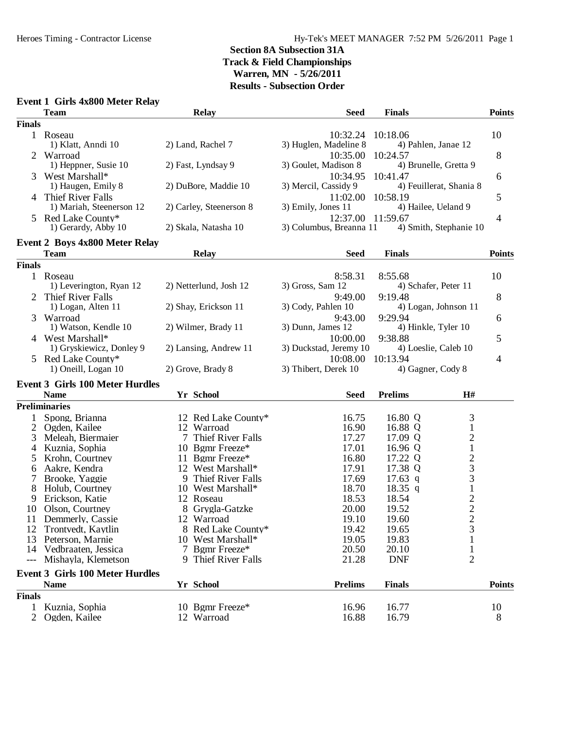Heroes Timing - Contractor License

Hy-Tek's MEET MANAGER 7:52 PM 5/26/2011 Page 1

## Section 8A Subsection 31A
## Track & Field Championships
## Warren, MN - 5/26/2011
## Results - Subsection Order

### Event 1 Girls 4x800 Meter Relay

| | Team | Relay | Seed | Finals | Points |
|---|---|---|---|---|---|
| **Finals** | | | | | |
| 1 | Roseau | | 10:32.24 | 10:18.06 | 10 |
| | 1) Klatt, Anndi 10 | 2) Land, Rachel 7 | 3) Huglen, Madeline 8 | 4) Pahlen, Janae 12 | |
| 2 | Warroad | | 10:35.00 | 10:24.57 | 8 |
| | 1) Heppner, Susie 10 | 2) Fast, Lyndsay 9 | 3) Goulet, Madison 8 | 4) Brunelle, Gretta 9 | |
| 3 | West Marshall* | | 10:34.95 | 10:41.47 | 6 |
| | 1) Haugen, Emily 8 | 2) DuBore, Maddie 10 | 3) Mercil, Cassidy 9 | 4) Feuillerat, Shania 8 | |
| 4 | Thief River Falls | | 11:02.00 | 10:58.19 | 5 |
| | 1) Mariah, Steenerson 12 | 2) Carley, Steenerson 8 | 3) Emily, Jones 11 | 4) Hailee, Ueland 9 | |
| 5 | Red Lake County* | | 12:37.00 | 11:59.67 | 4 |
| | 1) Gerardy, Abby 10 | 2) Skala, Natasha 10 | 3) Columbus, Breanna 11 | 4) Smith, Stephanie 10 | |

### Event 2 Boys 4x800 Meter Relay

| | Team | Relay | Seed | Finals | Points |
|---|---|---|---|---|---|
| **Finals** | | | | | |
| 1 | Roseau | | 8:58.31 | 8:55.68 | 10 |
| | 1) Leverington, Ryan 12 | 2) Netterlund, Josh 12 | 3) Gross, Sam 12 | 4) Schafer, Peter 11 | |
| 2 | Thief River Falls | | 9:49.00 | 9:19.48 | 8 |
| | 1) Logan, Alten 11 | 2) Shay, Erickson 11 | 3) Cody, Pahlen 10 | 4) Logan, Johnson 11 | |
| 3 | Warroad | | 9:43.00 | 9:29.94 | 6 |
| | 1) Watson, Kendle 10 | 2) Wilmer, Brady 11 | 3) Dunn, James 12 | 4) Hinkle, Tyler 10 | |
| 4 | West Marshall* | | 10:00.00 | 9:38.88 | 5 |
| | 1) Gryskiewicz, Donley 9 | 2) Lansing, Andrew 11 | 3) Duckstad, Jeremy 10 | 4) Loeslie, Caleb 10 | |
| 5 | Red Lake County* | | 10:08.00 | 10:13.94 | 4 |
| | 1) Oneill, Logan 10 | 2) Grove, Brady 8 | 3) Thibert, Derek 10 | 4) Gagner, Cody 8 | |

### Event 3 Girls 100 Meter Hurdles

| | Name | Yr | School | Seed | Prelims | H# |
|---|---|---|---|---|---|---|
| **Preliminaries** | | | | | | |
| 1 | Spong, Brianna | 12 | Red Lake County* | 16.75 | 16.80 Q | 3 |
| 2 | Ogden, Kailee | 12 | Warroad | 16.90 | 16.88 Q | 1 |
| 3 | Meleah, Biermaier | 7 | Thief River Falls | 17.27 | 17.09 Q | 2 |
| 4 | Kuznia, Sophia | 10 | Bgmr Freeze* | 17.01 | 16.96 Q | 1 |
| 5 | Krohn, Courtney | 11 | Bgmr Freeze* | 16.80 | 17.22 Q | 2 |
| 6 | Aakre, Kendra | 12 | West Marshall* | 17.91 | 17.38 Q | 3 |
| 7 | Brooke, Yaggie | 9 | Thief River Falls | 17.69 | 17.63 q | 3 |
| 8 | Holub, Courtney | 10 | West Marshall* | 18.70 | 18.35 q | 1 |
| 9 | Erickson, Katie | 12 | Roseau | 18.53 | 18.54 | 2 |
| 10 | Olson, Courtney | 8 | Grygla-Gatzke | 20.00 | 19.52 | 2 |
| 11 | Demmerly, Cassie | 12 | Warroad | 19.10 | 19.60 | 2 |
| 12 | Trontvedt, Kaytlin | 8 | Red Lake County* | 19.42 | 19.65 | 3 |
| 13 | Peterson, Marnie | 10 | West Marshall* | 19.05 | 19.83 | 1 |
| 14 | Vedbraaten, Jessica | 7 | Bgmr Freeze* | 20.50 | 20.10 | 1 |
| --- | Mishayla, Klemetson | 9 | Thief River Falls | 21.28 | DNF | 2 |

### Event 3 Girls 100 Meter Hurdles

| | Name | Yr | School | Prelims | Finals | Points |
|---|---|---|---|---|---|---|
| **Finals** | | | | | | |
| 1 | Kuznia, Sophia | 10 | Bgmr Freeze* | 16.96 | 16.77 | 10 |
| 2 | Ogden, Kailee | 12 | Warroad | 16.88 | 16.79 | 8 |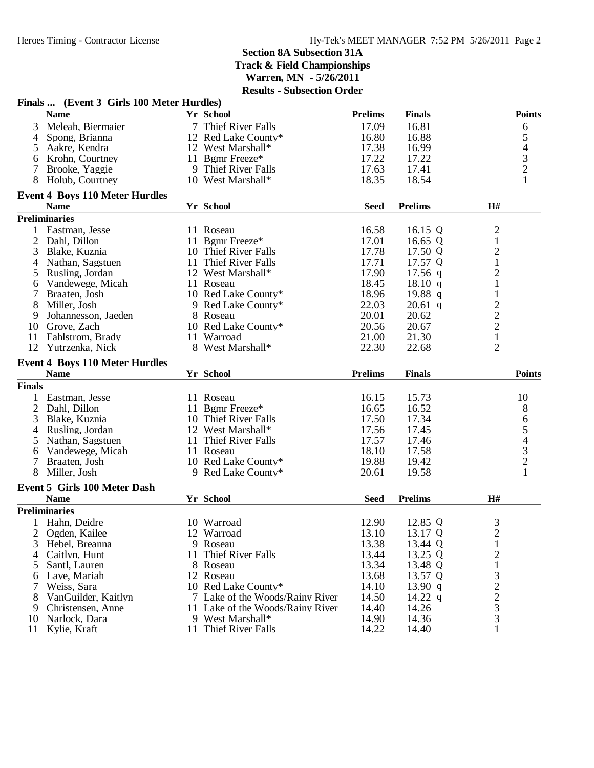## Section 8A Subsection 31A
### Track & Field Championships
### Warren, MN - 5/26/2011
### Results - Subsection Order

**Finals ... (Event 3 Girls 100 Meter Hurdles)**

| | Name | Yr | School | Prelims | Finals | Points |
|---|---|---|---|---|---|---|
| 3 | Meleah, Biermaier | 7 | Thief River Falls | 17.09 | 16.81 | 6 |
| 4 | Spong, Brianna | 12 | Red Lake County* | 16.80 | 16.88 | 5 |
| 5 | Aakre, Kendra | 12 | West Marshall* | 17.38 | 16.99 | 4 |
| 6 | Krohn, Courtney | 11 | Bgmr Freeze* | 17.22 | 17.22 | 3 |
| 7 | Brooke, Yaggie | 9 | Thief River Falls | 17.63 | 17.41 | 2 |
| 8 | Holub, Courtney | 10 | West Marshall* | 18.35 | 18.54 | 1 |

**Event 4 Boys 110 Meter Hurdles**

| | Name | Yr | School | Seed | Prelims | H# |
|---|---|---|---|---|---|---|
| **Preliminaries** | | | | | | |
| 1 | Eastman, Jesse | 11 | Roseau | 16.58 | 16.15 Q | 2 |
| 2 | Dahl, Dillon | 11 | Bgmr Freeze* | 17.01 | 16.65 Q | 1 |
| 3 | Blake, Kuznia | 10 | Thief River Falls | 17.78 | 17.50 Q | 2 |
| 4 | Nathan, Sagstuen | 11 | Thief River Falls | 17.71 | 17.57 Q | 1 |
| 5 | Rusling, Jordan | 12 | West Marshall* | 17.90 | 17.56 q | 2 |
| 6 | Vandewege, Micah | 11 | Roseau | 18.45 | 18.10 q | 1 |
| 7 | Braaten, Josh | 10 | Red Lake County* | 18.96 | 19.88 q | 1 |
| 8 | Miller, Josh | 9 | Red Lake County* | 22.03 | 20.61 q | 2 |
| 9 | Johannesson, Jaeden | 8 | Roseau | 20.01 | 20.62 | 2 |
| 10 | Grove, Zach | 10 | Red Lake County* | 20.56 | 20.67 | 2 |
| 11 | Fahlstrom, Brady | 11 | Warroad | 21.00 | 21.30 | 1 |
| 12 | Yutrzenka, Nick | 8 | West Marshall* | 22.30 | 22.68 | 2 |

**Event 4 Boys 110 Meter Hurdles**

| | Name | Yr | School | Prelims | Finals | Points |
|---|---|---|---|---|---|---|
| **Finals** | | | | | | |
| 1 | Eastman, Jesse | 11 | Roseau | 16.15 | 15.73 | 10 |
| 2 | Dahl, Dillon | 11 | Bgmr Freeze* | 16.65 | 16.52 | 8 |
| 3 | Blake, Kuznia | 10 | Thief River Falls | 17.50 | 17.34 | 6 |
| 4 | Rusling, Jordan | 12 | West Marshall* | 17.56 | 17.45 | 5 |
| 5 | Nathan, Sagstuen | 11 | Thief River Falls | 17.57 | 17.46 | 4 |
| 6 | Vandewege, Micah | 11 | Roseau | 18.10 | 17.58 | 3 |
| 7 | Braaten, Josh | 10 | Red Lake County* | 19.88 | 19.42 | 2 |
| 8 | Miller, Josh | 9 | Red Lake County* | 20.61 | 19.58 | 1 |

**Event 5 Girls 100 Meter Dash**

| | Name | Yr | School | Seed | Prelims | H# |
|---|---|---|---|---|---|---|
| **Preliminaries** | | | | | | |
| 1 | Hahn, Deidre | 10 | Warroad | 12.90 | 12.85 Q | 3 |
| 2 | Ogden, Kailee | 12 | Warroad | 13.10 | 13.17 Q | 2 |
| 3 | Hebel, Breanna | 9 | Roseau | 13.38 | 13.44 Q | 1 |
| 4 | Caitlyn, Hunt | 11 | Thief River Falls | 13.44 | 13.25 Q | 2 |
| 5 | Santl, Lauren | 8 | Roseau | 13.34 | 13.48 Q | 1 |
| 6 | Lave, Mariah | 12 | Roseau | 13.68 | 13.57 Q | 3 |
| 7 | Weiss, Sara | 10 | Red Lake County* | 14.10 | 13.90 q | 2 |
| 8 | VanGuilder, Kaitlyn | 7 | Lake of the Woods/Rainy River | 14.50 | 14.22 q | 2 |
| 9 | Christensen, Anne | 11 | Lake of the Woods/Rainy River | 14.40 | 14.26 | 3 |
| 10 | Narlock, Dara | 9 | West Marshall* | 14.90 | 14.36 | 3 |
| 11 | Kylie, Kraft | 11 | Thief River Falls | 14.22 | 14.40 | 1 |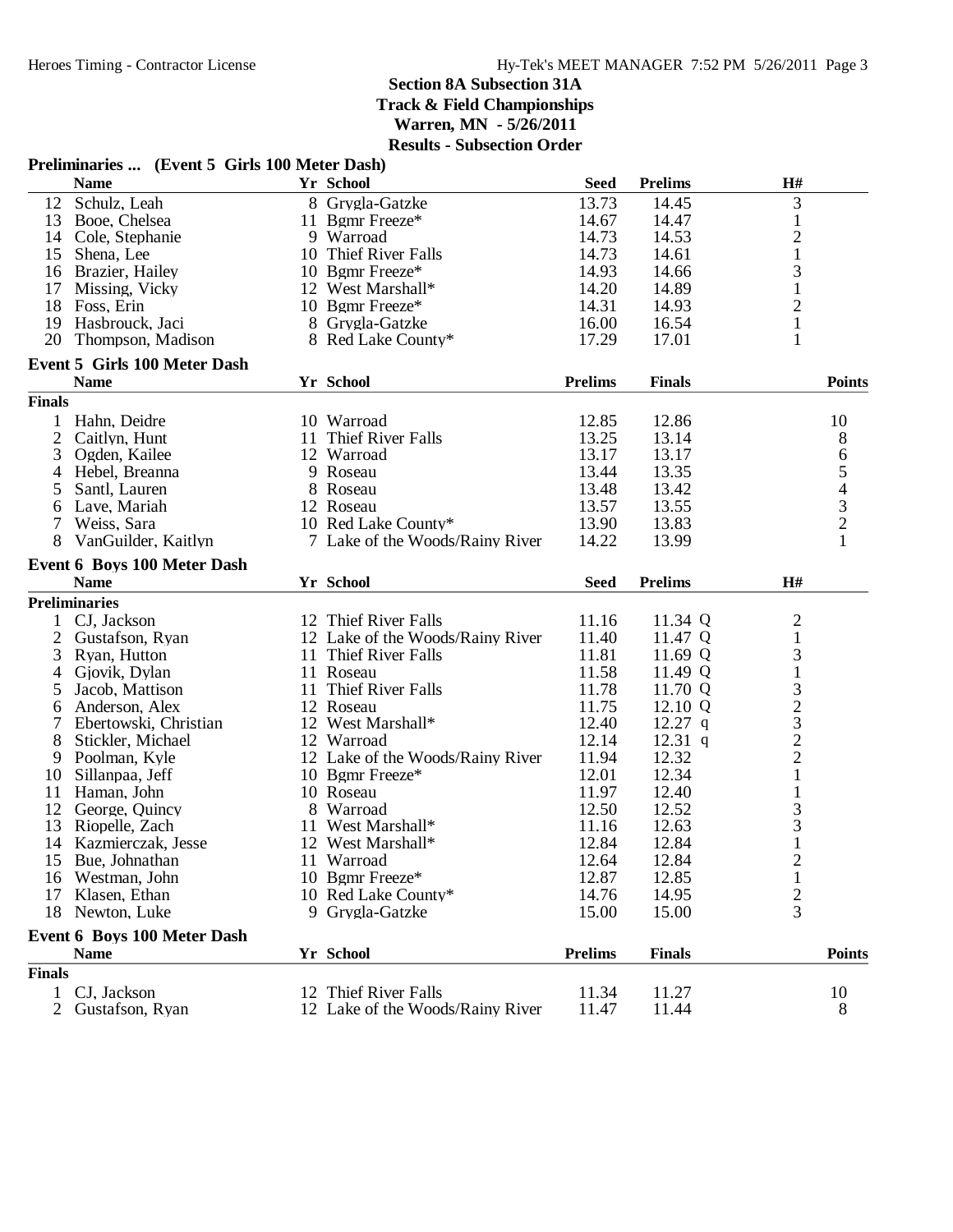## Section 8A Subsection 31A
## Track & Field Championships
## Warren, MN - 5/26/2011
## Results - Subsection Order

### Preliminaries ... (Event 5 Girls 100 Meter Dash)

| | Name | Yr | School | Seed | Prelims | H# |
|---|---|---|---|---|---|---|
| 12 | Schulz, Leah | 8 | Grygla-Gatzke | 13.73 | 14.45 | 3 |
| 13 | Booe, Chelsea | 11 | Bgmr Freeze* | 14.67 | 14.47 | 1 |
| 14 | Cole, Stephanie | 9 | Warroad | 14.73 | 14.53 | 2 |
| 15 | Shena, Lee | 10 | Thief River Falls | 14.73 | 14.61 | 1 |
| 16 | Brazier, Hailey | 10 | Bgmr Freeze* | 14.93 | 14.66 | 3 |
| 17 | Missing, Vicky | 12 | West Marshall* | 14.20 | 14.89 | 1 |
| 18 | Foss, Erin | 10 | Bgmr Freeze* | 14.31 | 14.93 | 2 |
| 19 | Hasbrouck, Jaci | 8 | Grygla-Gatzke | 16.00 | 16.54 | 1 |
| 20 | Thompson, Madison | 8 | Red Lake County* | 17.29 | 17.01 | 1 |

### Event 5 Girls 100 Meter Dash

| | Name | Yr | School | Prelims | Finals | Points |
|---|---|---|---|---|---|---|
| **Finals** | | | | | | |
| 1 | Hahn, Deidre | 10 | Warroad | 12.85 | 12.86 | 10 |
| 2 | Caitlyn, Hunt | 11 | Thief River Falls | 13.25 | 13.14 | 8 |
| 3 | Ogden, Kailee | 12 | Warroad | 13.17 | 13.17 | 6 |
| 4 | Hebel, Breanna | 9 | Roseau | 13.44 | 13.35 | 5 |
| 5 | Santl, Lauren | 8 | Roseau | 13.48 | 13.42 | 4 |
| 6 | Lave, Mariah | 12 | Roseau | 13.57 | 13.55 | 3 |
| 7 | Weiss, Sara | 10 | Red Lake County* | 13.90 | 13.83 | 2 |
| 8 | VanGuilder, Kaitlyn | 7 | Lake of the Woods/Rainy River | 14.22 | 13.99 | 1 |

### Event 6 Boys 100 Meter Dash

| | Name | Yr | School | Seed | Prelims | H# |
|---|---|---|---|---|---|---|
| **Preliminaries** | | | | | | |
| 1 | CJ, Jackson | 12 | Thief River Falls | 11.16 | 11.34 Q | 2 |
| 2 | Gustafson, Ryan | 12 | Lake of the Woods/Rainy River | 11.40 | 11.47 Q | 1 |
| 3 | Ryan, Hutton | 11 | Thief River Falls | 11.81 | 11.69 Q | 3 |
| 4 | Gjovik, Dylan | 11 | Roseau | 11.58 | 11.49 Q | 1 |
| 5 | Jacob, Mattison | 11 | Thief River Falls | 11.78 | 11.70 Q | 3 |
| 6 | Anderson, Alex | 12 | Roseau | 11.75 | 12.10 Q | 2 |
| 7 | Ebertowski, Christian | 12 | West Marshall* | 12.40 | 12.27 q | 3 |
| 8 | Stickler, Michael | 12 | Warroad | 12.14 | 12.31 q | 2 |
| 9 | Poolman, Kyle | 12 | Lake of the Woods/Rainy River | 11.94 | 12.32 | 2 |
| 10 | Sillanpaa, Jeff | 10 | Bgmr Freeze* | 12.01 | 12.34 | 1 |
| 11 | Haman, John | 10 | Roseau | 11.97 | 12.40 | 1 |
| 12 | George, Quincy | 8 | Warroad | 12.50 | 12.52 | 3 |
| 13 | Riopelle, Zach | 11 | West Marshall* | 11.16 | 12.63 | 3 |
| 14 | Kazmierczak, Jesse | 12 | West Marshall* | 12.84 | 12.84 | 1 |
| 15 | Bue, Johnathan | 11 | Warroad | 12.64 | 12.84 | 2 |
| 16 | Westman, John | 10 | Bgmr Freeze* | 12.87 | 12.85 | 1 |
| 17 | Klasen, Ethan | 10 | Red Lake County* | 14.76 | 14.95 | 2 |
| 18 | Newton, Luke | 9 | Grygla-Gatzke | 15.00 | 15.00 | 3 |

### Event 6 Boys 100 Meter Dash

| | Name | Yr | School | Prelims | Finals | Points |
|---|---|---|---|---|---|---|
| **Finals** | | | | | | |
| 1 | CJ, Jackson | 12 | Thief River Falls | 11.34 | 11.27 | 10 |
| 2 | Gustafson, Ryan | 12 | Lake of the Woods/Rainy River | 11.47 | 11.44 | 8 |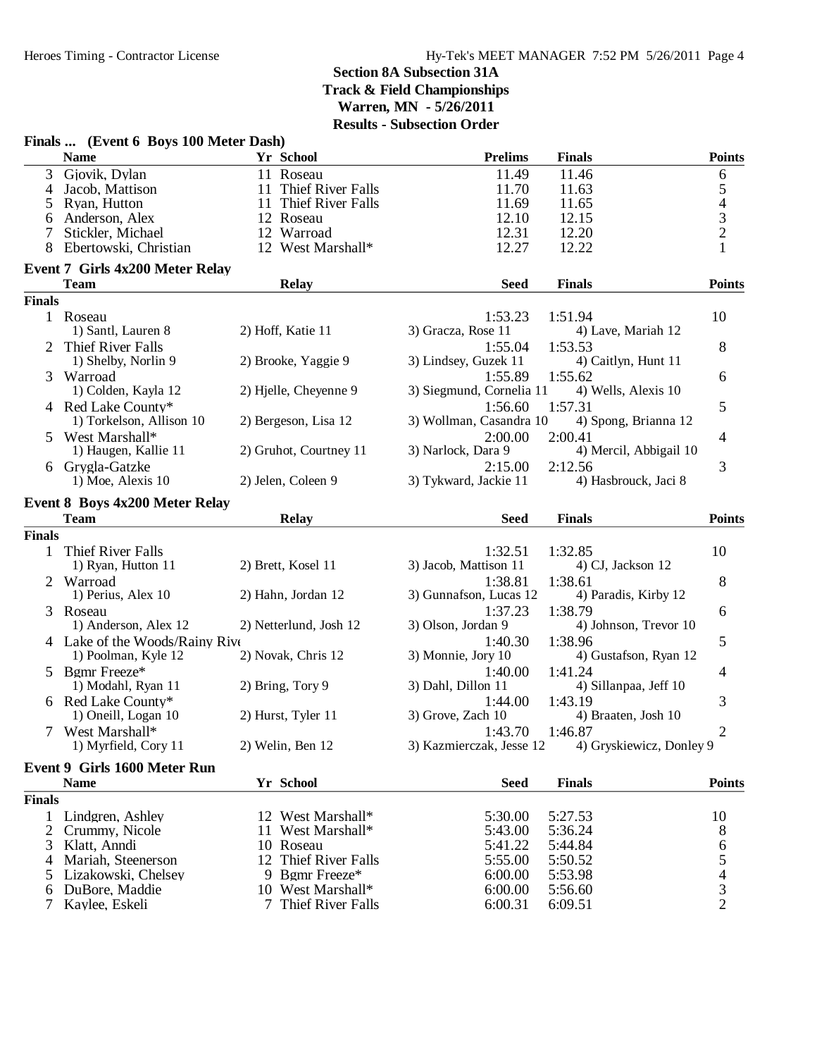## Section 8A Subsection 31A
## Track & Field Championships
## Warren, MN - 5/26/2011
## Results - Subsection Order

### Finals ... (Event 6 Boys 100 Meter Dash)

| | Name | Yr | School | Prelims | Finals | Points |
|---|---|---|---|---|---|---|
| 3 | Gjovik, Dylan | 11 | Roseau | 11.49 | 11.46 | 6 |
| 4 | Jacob, Mattison | 11 | Thief River Falls | 11.70 | 11.63 | 5 |
| 5 | Ryan, Hutton | 11 | Thief River Falls | 11.69 | 11.65 | 4 |
| 6 | Anderson, Alex | 12 | Roseau | 12.10 | 12.15 | 3 |
| 7 | Stickler, Michael | 12 | Warroad | 12.31 | 12.20 | 2 |
| 8 | Ebertowski, Christian | 12 | West Marshall* | 12.27 | 12.22 | 1 |

### Event 7 Girls 4x200 Meter Relay

| | Team | Relay | Seed | Finals | Points |
|---|---|---|---|---|---|
| **Finals** | | | | | |
| 1 | Roseau | | 1:53.23 | 1:51.94 | 10 |
| | 1) Santl, Lauren 8 | 2) Hoff, Katie 11 | 3) Gracza, Rose 11 | 4) Lave, Mariah 12 | |
| 2 | Thief River Falls | | 1:55.04 | 1:53.53 | 8 |
| | 1) Shelby, Norlin 9 | 2) Brooke, Yaggie 9 | 3) Lindsey, Guzek 11 | 4) Caitlyn, Hunt 11 | |
| 3 | Warroad | | 1:55.89 | 1:55.62 | 6 |
| | 1) Colden, Kayla 12 | 2) Hjelle, Cheyenne 9 | 3) Siegmund, Cornelia 11 | 4) Wells, Alexis 10 | |
| 4 | Red Lake County* | | 1:56.60 | 1:57.31 | 5 |
| | 1) Torkelson, Allison 10 | 2) Bergeson, Lisa 12 | 3) Wollman, Casandra 10 | 4) Spong, Brianna 12 | |
| 5 | West Marshall* | | 2:00.00 | 2:00.41 | 4 |
| | 1) Haugen, Kallie 11 | 2) Gruhot, Courtney 11 | 3) Narlock, Dara 9 | 4) Mercil, Abbigail 10 | |
| 6 | Grygla-Gatzke | | 2:15.00 | 2:12.56 | 3 |
| | 1) Moe, Alexis 10 | 2) Jelen, Coleen 9 | 3) Tykward, Jackie 11 | 4) Hasbrouck, Jaci 8 | |

### Event 8 Boys 4x200 Meter Relay

| | Team | Relay | Seed | Finals | Points |
|---|---|---|---|---|---|
| **Finals** | | | | | |
| 1 | Thief River Falls | | 1:32.51 | 1:32.85 | 10 |
| | 1) Ryan, Hutton 11 | 2) Brett, Kosel 11 | 3) Jacob, Mattison 11 | 4) CJ, Jackson 12 | |
| 2 | Warroad | | 1:38.81 | 1:38.61 | 8 |
| | 1) Perius, Alex 10 | 2) Hahn, Jordan 12 | 3) Gunnafson, Lucas 12 | 4) Paradis, Kirby 12 | |
| 3 | Roseau | | 1:37.23 | 1:38.79 | 6 |
| | 1) Anderson, Alex 12 | 2) Netterlund, Josh 12 | 3) Olson, Jordan 9 | 4) Johnson, Trevor 10 | |
| 4 | Lake of the Woods/Rainy Rive | | 1:40.30 | 1:38.96 | 5 |
| | 1) Poolman, Kyle 12 | 2) Novak, Chris 12 | 3) Monnie, Jory 10 | 4) Gustafson, Ryan 12 | |
| 5 | Bgmr Freeze* | | 1:40.00 | 1:41.24 | 4 |
| | 1) Modahl, Ryan 11 | 2) Bring, Tory 9 | 3) Dahl, Dillon 11 | 4) Sillanpaa, Jeff 10 | |
| 6 | Red Lake County* | | 1:44.00 | 1:43.19 | 3 |
| | 1) Oneill, Logan 10 | 2) Hurst, Tyler 11 | 3) Grove, Zach 10 | 4) Braaten, Josh 10 | |
| 7 | West Marshall* | | 1:43.70 | 1:46.87 | 2 |
| | 1) Myrfield, Cory 11 | 2) Welin, Ben 12 | 3) Kazmierczak, Jesse 12 | 4) Gryskiewicz, Donley 9 | |

### Event 9 Girls 1600 Meter Run

| | Name | Yr | School | Seed | Finals | Points |
|---|---|---|---|---|---|---|
| **Finals** | | | | | | |
| 1 | Lindgren, Ashley | 12 | West Marshall* | 5:30.00 | 5:27.53 | 10 |
| 2 | Crummy, Nicole | 11 | West Marshall* | 5:43.00 | 5:36.24 | 8 |
| 3 | Klatt, Anndi | 10 | Roseau | 5:41.22 | 5:44.84 | 6 |
| 4 | Mariah, Steenerson | 12 | Thief River Falls | 5:55.00 | 5:50.52 | 5 |
| 5 | Lizakowski, Chelsey | 9 | Bgmr Freeze* | 6:00.00 | 5:53.98 | 4 |
| 6 | DuBore, Maddie | 10 | West Marshall* | 6:00.00 | 5:56.60 | 3 |
| 7 | Kaylee, Eskeli | 7 | Thief River Falls | 6:00.31 | 6:09.51 | 2 |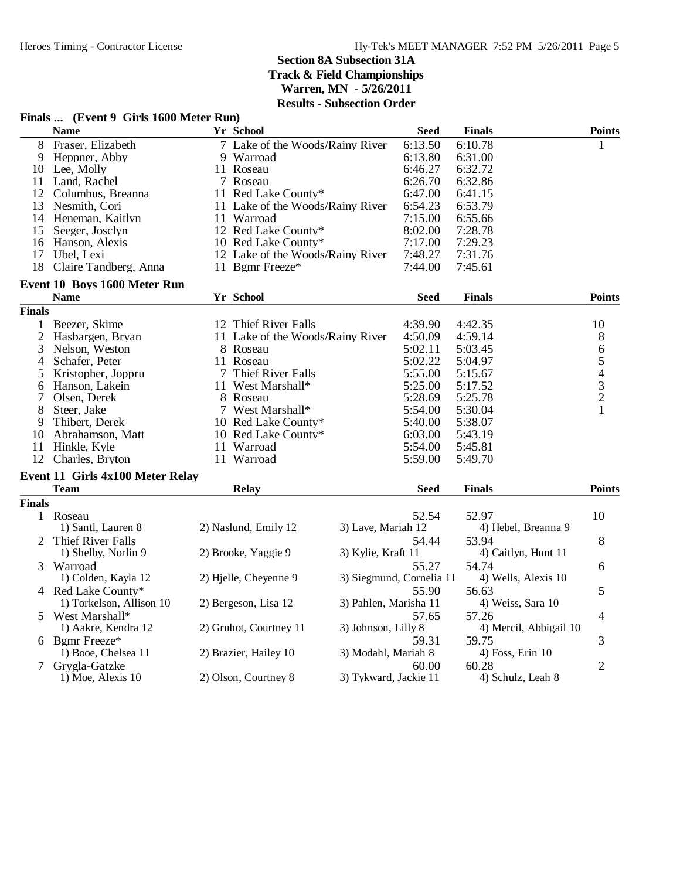## Section 8A Subsection 31A
## Track & Field Championships
## Warren, MN - 5/26/2011
## Results - Subsection Order

### Finals ... (Event 9 Girls 1600 Meter Run)

| | Name | Yr | School | Seed | Finals | Points |
|---|---|---|---|---|---|---|
| 8 | Fraser, Elizabeth | 7 | Lake of the Woods/Rainy River | 6:13.50 | 6:10.78 | 1 |
| 9 | Heppner, Abby | 9 | Warroad | 6:13.80 | 6:31.00 | |
| 10 | Lee, Molly | 11 | Roseau | 6:46.27 | 6:32.72 | |
| 11 | Land, Rachel | 7 | Roseau | 6:26.70 | 6:32.86 | |
| 12 | Columbus, Breanna | 11 | Red Lake County* | 6:47.00 | 6:41.15 | |
| 13 | Nesmith, Cori | 11 | Lake of the Woods/Rainy River | 6:54.23 | 6:53.79 | |
| 14 | Heneman, Kaitlyn | 11 | Warroad | 7:15.00 | 6:55.66 | |
| 15 | Seeger, Josclyn | 12 | Red Lake County* | 8:02.00 | 7:28.78 | |
| 16 | Hanson, Alexis | 10 | Red Lake County* | 7:17.00 | 7:29.23 | |
| 17 | Ubel, Lexi | 12 | Lake of the Woods/Rainy River | 7:48.27 | 7:31.76 | |
| 18 | Claire Tandberg, Anna | 11 | Bgmr Freeze* | 7:44.00 | 7:45.61 | |

### Event 10 Boys 1600 Meter Run

| | Name | Yr | School | Seed | Finals | Points |
|---|---|---|---|---|---|---|
| **Finals** | | | | | | |
| 1 | Beezer, Skime | 12 | Thief River Falls | 4:39.90 | 4:42.35 | 10 |
| 2 | Hasbargen, Bryan | 11 | Lake of the Woods/Rainy River | 4:50.09 | 4:59.14 | 8 |
| 3 | Nelson, Weston | 8 | Roseau | 5:02.11 | 5:03.45 | 6 |
| 4 | Schafer, Peter | 11 | Roseau | 5:02.22 | 5:04.97 | 5 |
| 5 | Kristopher, Joppru | 7 | Thief River Falls | 5:55.00 | 5:15.67 | 4 |
| 6 | Hanson, Lakein | 11 | West Marshall* | 5:25.00 | 5:17.52 | 3 |
| 7 | Olsen, Derek | 8 | Roseau | 5:28.69 | 5:25.78 | 2 |
| 8 | Steer, Jake | 7 | West Marshall* | 5:54.00 | 5:30.04 | 1 |
| 9 | Thibert, Derek | 10 | Red Lake County* | 5:40.00 | 5:38.07 | |
| 10 | Abrahamson, Matt | 10 | Red Lake County* | 6:03.00 | 5:43.19 | |
| 11 | Hinkle, Kyle | 11 | Warroad | 5:54.00 | 5:45.81 | |
| 12 | Charles, Bryton | 11 | Warroad | 5:59.00 | 5:49.70 | |

### Event 11 Girls 4x100 Meter Relay

| | Team | Relay | | Seed | Finals | Points |
|---|---|---|---|---|---|---|
| **Finals** | | | | | | |
| 1 | Roseau | | | 52.54 | 52.97 | 10 |
| | 1) Santl, Lauren 8 | 2) Naslund, Emily 12 | 3) Lave, Mariah 12 | | 4) Hebel, Breanna 9 | |
| 2 | Thief River Falls | | | 54.44 | 53.94 | 8 |
| | 1) Shelby, Norlin 9 | 2) Brooke, Yaggie 9 | 3) Kylie, Kraft 11 | | 4) Caitlyn, Hunt 11 | |
| 3 | Warroad | | | 55.27 | 54.74 | 6 |
| | 1) Colden, Kayla 12 | 2) Hjelle, Cheyenne 9 | 3) Siegmund, Cornelia 11 | | 4) Wells, Alexis 10 | |
| 4 | Red Lake County* | | | 55.90 | 56.63 | 5 |
| | 1) Torkelson, Allison 10 | 2) Bergeson, Lisa 12 | 3) Pahlen, Marisha 11 | | 4) Weiss, Sara 10 | |
| 5 | West Marshall* | | | 57.65 | 57.26 | 4 |
| | 1) Aakre, Kendra 12 | 2) Gruhot, Courtney 11 | 3) Johnson, Lilly 8 | | 4) Mercil, Abbigail 10 | |
| 6 | Bgmr Freeze* | | | 59.31 | 59.75 | 3 |
| | 1) Booe, Chelsea 11 | 2) Brazier, Hailey 10 | 3) Modahl, Mariah 8 | | 4) Foss, Erin 10 | |
| 7 | Grygla-Gatzke | | | 60.00 | 60.28 | 2 |
| | 1) Moe, Alexis 10 | 2) Olson, Courtney 8 | 3) Tykward, Jackie 11 | | 4) Schulz, Leah 8 | |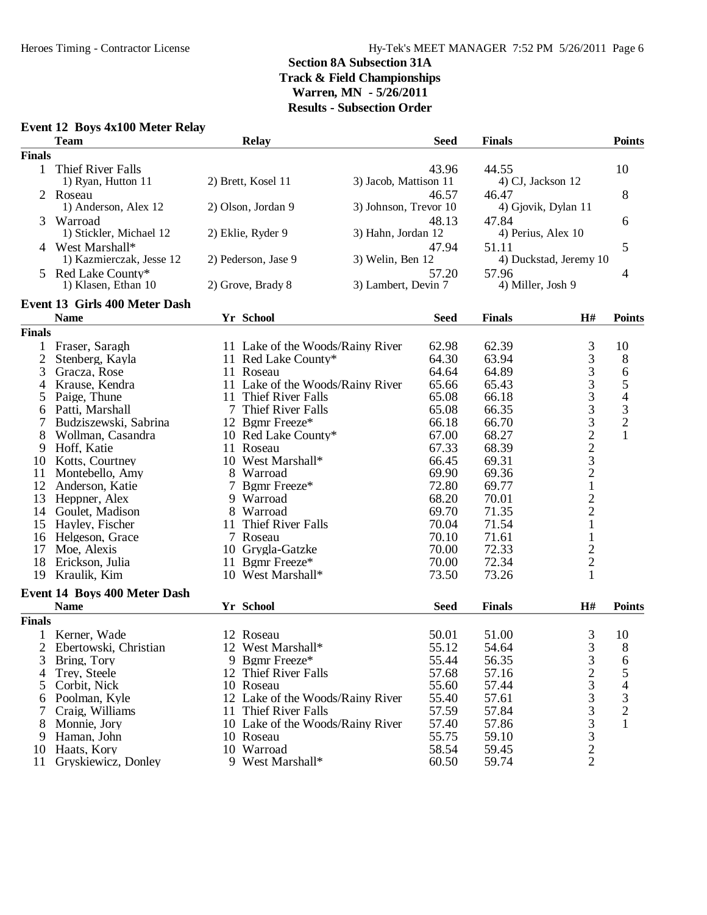# Section 8A Subsection 31A
## Track & Field Championships
### Warren, MN - 5/26/2011
### Results - Subsection Order

#### Event 12 Boys 4x100 Meter Relay

| | Team | Relay | | Seed | Finals | Points |
|---|---|---|---|---|---|---|
| **Finals** | | | | | | |
| 1 | Thief River Falls | | | 43.96 | 44.55 | 10 |
| | 1) Ryan, Hutton 11 | 2) Brett, Kosel 11 | 3) Jacob, Mattison 11 | 4) CJ, Jackson 12 | | |
| 2 | Roseau | | | 46.57 | 46.47 | 8 |
| | 1) Anderson, Alex 12 | 2) Olson, Jordan 9 | 3) Johnson, Trevor 10 | 4) Gjovik, Dylan 11 | | |
| 3 | Warroad | | | 48.13 | 47.84 | 6 |
| | 1) Stickler, Michael 12 | 2) Eklie, Ryder 9 | 3) Hahn, Jordan 12 | 4) Perius, Alex 10 | | |
| 4 | West Marshall* | | | 47.94 | 51.11 | 5 |
| | 1) Kazmierczak, Jesse 12 | 2) Pederson, Jase 9 | 3) Welin, Ben 12 | 4) Duckstad, Jeremy 10 | | |
| 5 | Red Lake County* | | | 57.20 | 57.96 | 4 |
| | 1) Klasen, Ethan 10 | 2) Grove, Brady 8 | 3) Lambert, Devin 7 | 4) Miller, Josh 9 | | |

#### Event 13 Girls 400 Meter Dash

| | Name | Yr | School | Seed | Finals | H# | Points |
|---|---|---|---|---|---|---|---|
| **Finals** | | | | | | | |
| 1 | Fraser, Saragh | 11 | Lake of the Woods/Rainy River | 62.98 | 62.39 | 3 | 10 |
| 2 | Stenberg, Kayla | 11 | Red Lake County* | 64.30 | 63.94 | 3 | 8 |
| 3 | Gracza, Rose | 11 | Roseau | 64.64 | 64.89 | 3 | 6 |
| 4 | Krause, Kendra | 11 | Lake of the Woods/Rainy River | 65.66 | 65.43 | 3 | 5 |
| 5 | Paige, Thune | 11 | Thief River Falls | 65.08 | 66.18 | 3 | 4 |
| 6 | Patti, Marshall | 7 | Thief River Falls | 65.08 | 66.35 | 3 | 3 |
| 7 | Budziszewski, Sabrina | 12 | Bgmr Freeze* | 66.18 | 66.70 | 3 | 2 |
| 8 | Wollman, Casandra | 10 | Red Lake County* | 67.00 | 68.27 | 2 | 1 |
| 9 | Hoff, Katie | 11 | Roseau | 67.33 | 68.39 | 2 | |
| 10 | Kotts, Courtney | 10 | West Marshall* | 66.45 | 69.31 | 3 | |
| 11 | Montebello, Amy | 8 | Warroad | 69.90 | 69.36 | 2 | |
| 12 | Anderson, Katie | 7 | Bgmr Freeze* | 72.80 | 69.77 | 1 | |
| 13 | Heppner, Alex | 9 | Warroad | 68.20 | 70.01 | 2 | |
| 14 | Goulet, Madison | 8 | Warroad | 69.70 | 71.35 | 2 | |
| 15 | Hayley, Fischer | 11 | Thief River Falls | 70.04 | 71.54 | 1 | |
| 16 | Helgeson, Grace | 7 | Roseau | 70.10 | 71.61 | 1 | |
| 17 | Moe, Alexis | 10 | Grygla-Gatzke | 70.00 | 72.33 | 2 | |
| 18 | Erickson, Julia | 11 | Bgmr Freeze* | 70.00 | 72.34 | 2 | |
| 19 | Kraulik, Kim | 10 | West Marshall* | 73.50 | 73.26 | 1 | |

#### Event 14 Boys 400 Meter Dash

| | Name | Yr | School | Seed | Finals | H# | Points |
|---|---|---|---|---|---|---|---|
| **Finals** | | | | | | | |
| 1 | Kerner, Wade | 12 | Roseau | 50.01 | 51.00 | 3 | 10 |
| 2 | Ebertowski, Christian | 12 | West Marshall* | 55.12 | 54.64 | 3 | 8 |
| 3 | Bring, Tory | 9 | Bgmr Freeze* | 55.44 | 56.35 | 3 | 6 |
| 4 | Trey, Steele | 12 | Thief River Falls | 57.68 | 57.16 | 2 | 5 |
| 5 | Corbit, Nick | 10 | Roseau | 55.60 | 57.44 | 3 | 4 |
| 6 | Poolman, Kyle | 12 | Lake of the Woods/Rainy River | 55.40 | 57.61 | 3 | 3 |
| 7 | Craig, Williams | 11 | Thief River Falls | 57.59 | 57.84 | 3 | 2 |
| 8 | Monnie, Jory | 10 | Lake of the Woods/Rainy River | 57.40 | 57.86 | 3 | 1 |
| 9 | Haman, John | 10 | Roseau | 55.75 | 59.10 | 3 | |
| 10 | Haats, Kory | 10 | Warroad | 58.54 | 59.45 | 2 | |
| 11 | Gryskiewicz, Donley | 9 | West Marshall* | 60.50 | 59.74 | 2 | |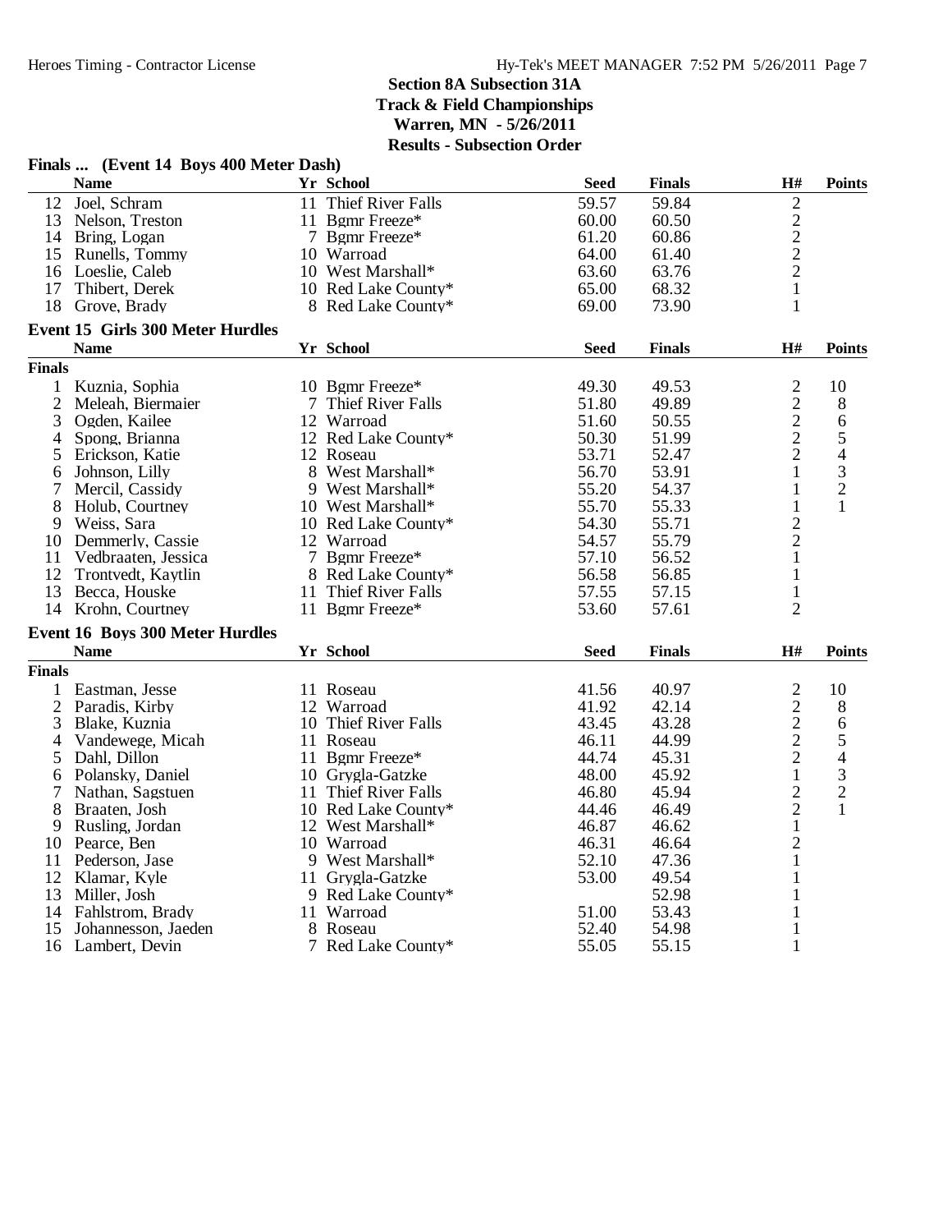## Section 8A Subsection 31A
**Track & Field Championships**
**Warren, MN - 5/26/2011**
**Results - Subsection Order**

### Finals ... (Event 14 Boys 400 Meter Dash)

| | Name | Yr | School | Seed | Finals | H# | Points |
|---|---|---|---|---|---|---|---|
| 12 | Joel, Schram | 11 | Thief River Falls | 59.57 | 59.84 | 2 | |
| 13 | Nelson, Treston | 11 | Bgmr Freeze* | 60.00 | 60.50 | 2 | |
| 14 | Bring, Logan | 7 | Bgmr Freeze* | 61.20 | 60.86 | 2 | |
| 15 | Runells, Tommy | 10 | Warroad | 64.00 | 61.40 | 2 | |
| 16 | Loeslie, Caleb | 10 | West Marshall* | 63.60 | 63.76 | 2 | |
| 17 | Thibert, Derek | 10 | Red Lake County* | 65.00 | 68.32 | 1 | |
| 18 | Grove, Brady | 8 | Red Lake County* | 69.00 | 73.90 | 1 | |

### Event 15 Girls 300 Meter Hurdles

| | Name | Yr | School | Seed | Finals | H# | Points |
|---|---|---|---|---|---|---|---|
| **Finals** | | | | | | | |
| 1 | Kuznia, Sophia | 10 | Bgmr Freeze* | 49.30 | 49.53 | 2 | 10 |
| 2 | Meleah, Biermaier | 7 | Thief River Falls | 51.80 | 49.89 | 2 | 8 |
| 3 | Ogden, Kailee | 12 | Warroad | 51.60 | 50.55 | 2 | 6 |
| 4 | Spong, Brianna | 12 | Red Lake County* | 50.30 | 51.99 | 2 | 5 |
| 5 | Erickson, Katie | 12 | Roseau | 53.71 | 52.47 | 2 | 4 |
| 6 | Johnson, Lilly | 8 | West Marshall* | 56.70 | 53.91 | 1 | 3 |
| 7 | Mercil, Cassidy | 9 | West Marshall* | 55.20 | 54.37 | 1 | 2 |
| 8 | Holub, Courtney | 10 | West Marshall* | 55.70 | 55.33 | 1 | 1 |
| 9 | Weiss, Sara | 10 | Red Lake County* | 54.30 | 55.71 | 2 | |
| 10 | Demmerly, Cassie | 12 | Warroad | 54.57 | 55.79 | 2 | |
| 11 | Vedbraaten, Jessica | 7 | Bgmr Freeze* | 57.10 | 56.52 | 1 | |
| 12 | Trontvedt, Kaytlin | 8 | Red Lake County* | 56.58 | 56.85 | 1 | |
| 13 | Becca, Houske | 11 | Thief River Falls | 57.55 | 57.15 | 1 | |
| 14 | Krohn, Courtney | 11 | Bgmr Freeze* | 53.60 | 57.61 | 2 | |

### Event 16 Boys 300 Meter Hurdles

| | Name | Yr | School | Seed | Finals | H# | Points |
|---|---|---|---|---|---|---|---|
| **Finals** | | | | | | | |
| 1 | Eastman, Jesse | 11 | Roseau | 41.56 | 40.97 | 2 | 10 |
| 2 | Paradis, Kirby | 12 | Warroad | 41.92 | 42.14 | 2 | 8 |
| 3 | Blake, Kuznia | 10 | Thief River Falls | 43.45 | 43.28 | 2 | 6 |
| 4 | Vandewege, Micah | 11 | Roseau | 46.11 | 44.99 | 2 | 5 |
| 5 | Dahl, Dillon | 11 | Bgmr Freeze* | 44.74 | 45.31 | 2 | 4 |
| 6 | Polansky, Daniel | 10 | Grygla-Gatzke | 48.00 | 45.92 | 1 | 3 |
| 7 | Nathan, Sagstuen | 11 | Thief River Falls | 46.80 | 45.94 | 2 | 2 |
| 8 | Braaten, Josh | 10 | Red Lake County* | 44.46 | 46.49 | 2 | 1 |
| 9 | Rusling, Jordan | 12 | West Marshall* | 46.87 | 46.62 | 1 | |
| 10 | Pearce, Ben | 10 | Warroad | 46.31 | 46.64 | 2 | |
| 11 | Pederson, Jase | 9 | West Marshall* | 52.10 | 47.36 | 1 | |
| 12 | Klamar, Kyle | 11 | Grygla-Gatzke | 53.00 | 49.54 | 1 | |
| 13 | Miller, Josh | 9 | Red Lake County* | | 52.98 | 1 | |
| 14 | Fahlstrom, Brady | 11 | Warroad | 51.00 | 53.43 | 1 | |
| 15 | Johannesson, Jaeden | 8 | Roseau | 52.40 | 54.98 | 1 | |
| 16 | Lambert, Devin | 7 | Red Lake County* | 55.05 | 55.15 | 1 | |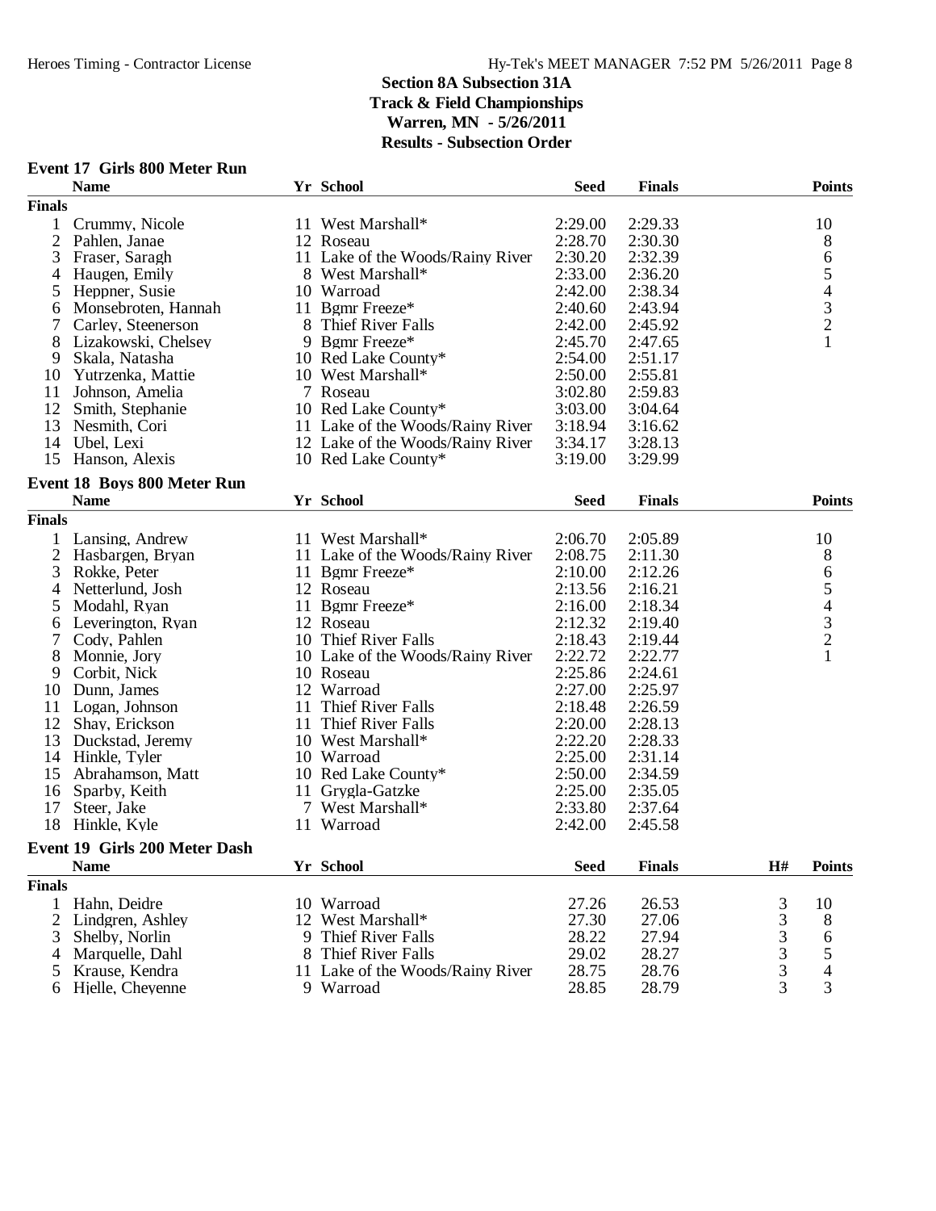## Section 8A Subsection 31A
## Track & Field Championships
## Warren, MN - 5/26/2011
## Results - Subsection Order

### Event 17 Girls 800 Meter Run

| | Name | Yr | School | Seed | Finals | Points |
|---|---|---|---|---|---|---|
| **Finals** | | | | | | |
| 1 | Crummy, Nicole | 11 | West Marshall* | 2:29.00 | 2:29.33 | 10 |
| 2 | Pahlen, Janae | 12 | Roseau | 2:28.70 | 2:30.30 | 8 |
| 3 | Fraser, Saragh | 11 | Lake of the Woods/Rainy River | 2:30.20 | 2:32.39 | 6 |
| 4 | Haugen, Emily | 8 | West Marshall* | 2:33.00 | 2:36.20 | 5 |
| 5 | Heppner, Susie | 10 | Warroad | 2:42.00 | 2:38.34 | 4 |
| 6 | Monsebroten, Hannah | 11 | Bgmr Freeze* | 2:40.60 | 2:43.94 | 3 |
| 7 | Carley, Steenerson | 8 | Thief River Falls | 2:42.00 | 2:45.92 | 2 |
| 8 | Lizakowski, Chelsey | 9 | Bgmr Freeze* | 2:45.70 | 2:47.65 | 1 |
| 9 | Skala, Natasha | 10 | Red Lake County* | 2:54.00 | 2:51.17 | |
| 10 | Yutrzenka, Mattie | 10 | West Marshall* | 2:50.00 | 2:55.81 | |
| 11 | Johnson, Amelia | 7 | Roseau | 3:02.80 | 2:59.83 | |
| 12 | Smith, Stephanie | 10 | Red Lake County* | 3:03.00 | 3:04.64 | |
| 13 | Nesmith, Cori | 11 | Lake of the Woods/Rainy River | 3:18.94 | 3:16.62 | |
| 14 | Ubel, Lexi | 12 | Lake of the Woods/Rainy River | 3:34.17 | 3:28.13 | |
| 15 | Hanson, Alexis | 10 | Red Lake County* | 3:19.00 | 3:29.99 | |

### Event 18 Boys 800 Meter Run

| | Name | Yr | School | Seed | Finals | Points |
|---|---|---|---|---|---|---|
| **Finals** | | | | | | |
| 1 | Lansing, Andrew | 11 | West Marshall* | 2:06.70 | 2:05.89 | 10 |
| 2 | Hasbargen, Bryan | 11 | Lake of the Woods/Rainy River | 2:08.75 | 2:11.30 | 8 |
| 3 | Rokke, Peter | 11 | Bgmr Freeze* | 2:10.00 | 2:12.26 | 6 |
| 4 | Netterlund, Josh | 12 | Roseau | 2:13.56 | 2:16.21 | 5 |
| 5 | Modahl, Ryan | 11 | Bgmr Freeze* | 2:16.00 | 2:18.34 | 4 |
| 6 | Leverington, Ryan | 12 | Roseau | 2:12.32 | 2:19.40 | 3 |
| 7 | Cody, Pahlen | 10 | Thief River Falls | 2:18.43 | 2:19.44 | 2 |
| 8 | Monnie, Jory | 10 | Lake of the Woods/Rainy River | 2:22.72 | 2:22.77 | 1 |
| 9 | Corbit, Nick | 10 | Roseau | 2:25.86 | 2:24.61 | |
| 10 | Dunn, James | 12 | Warroad | 2:27.00 | 2:25.97 | |
| 11 | Logan, Johnson | 11 | Thief River Falls | 2:18.48 | 2:26.59 | |
| 12 | Shay, Erickson | 11 | Thief River Falls | 2:20.00 | 2:28.13 | |
| 13 | Duckstad, Jeremy | 10 | West Marshall* | 2:22.20 | 2:28.33 | |
| 14 | Hinkle, Tyler | 10 | Warroad | 2:25.00 | 2:31.14 | |
| 15 | Abrahamson, Matt | 10 | Red Lake County* | 2:50.00 | 2:34.59 | |
| 16 | Sparby, Keith | 11 | Grygla-Gatzke | 2:25.00 | 2:35.05 | |
| 17 | Steer, Jake | 7 | West Marshall* | 2:33.80 | 2:37.64 | |
| 18 | Hinkle, Kyle | 11 | Warroad | 2:42.00 | 2:45.58 | |

### Event 19 Girls 200 Meter Dash

| | Name | Yr | School | Seed | Finals | H# | Points |
|---|---|---|---|---|---|---|---|
| **Finals** | | | | | | | |
| 1 | Hahn, Deidre | 10 | Warroad | 27.26 | 26.53 | 3 | 10 |
| 2 | Lindgren, Ashley | 12 | West Marshall* | 27.30 | 27.06 | 3 | 8 |
| 3 | Shelby, Norlin | 9 | Thief River Falls | 28.22 | 27.94 | 3 | 6 |
| 4 | Marquelle, Dahl | 8 | Thief River Falls | 29.02 | 28.27 | 3 | 5 |
| 5 | Krause, Kendra | 11 | Lake of the Woods/Rainy River | 28.75 | 28.76 | 3 | 4 |
| 6 | Hjelle, Cheyenne | 9 | Warroad | 28.85 | 28.79 | 3 | 3 |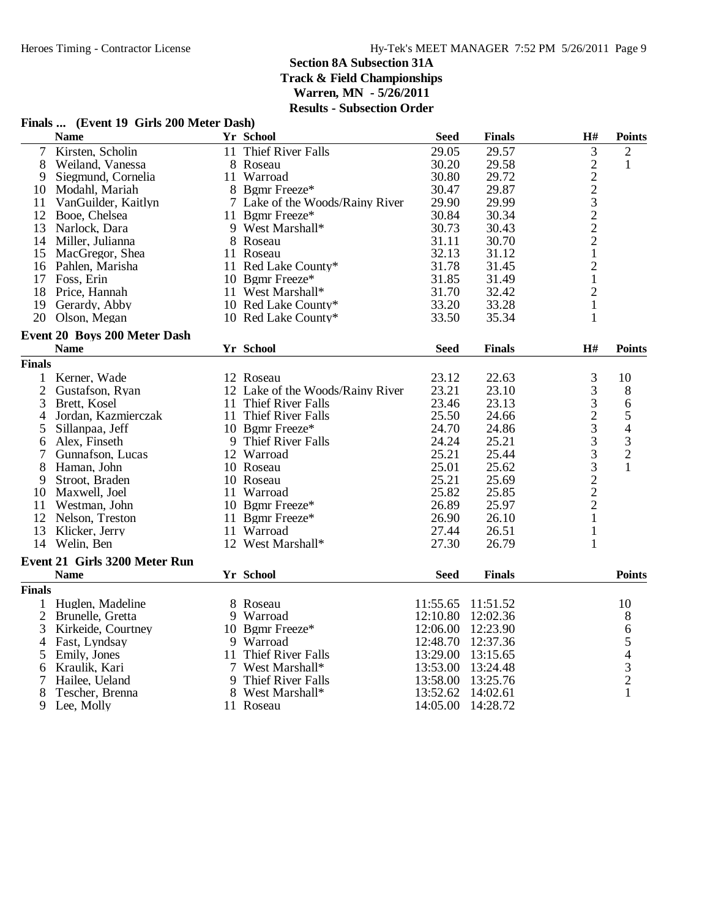## Section 8A Subsection 31A
## Track & Field Championships
## Warren, MN - 5/26/2011
## Results - Subsection Order

### Finals ... (Event 19 Girls 200 Meter Dash)

| | Name | Yr | School | Seed | Finals | H# | Points |
|---|---|---|---|---|---|---|---|
| 7 | Kirsten, Scholin | 11 | Thief River Falls | 29.05 | 29.57 | 3 | 2 |
| 8 | Weiland, Vanessa | 8 | Roseau | 30.20 | 29.58 | 2 | 1 |
| 9 | Siegmund, Cornelia | 11 | Warroad | 30.80 | 29.72 | 2 | |
| 10 | Modahl, Mariah | 8 | Bgmr Freeze* | 30.47 | 29.87 | 2 | |
| 11 | VanGuilder, Kaitlyn | 7 | Lake of the Woods/Rainy River | 29.90 | 29.99 | 3 | |
| 12 | Booe, Chelsea | 11 | Bgmr Freeze* | 30.84 | 30.34 | 2 | |
| 13 | Narlock, Dara | 9 | West Marshall* | 30.73 | 30.43 | 2 | |
| 14 | Miller, Julianna | 8 | Roseau | 31.11 | 30.70 | 2 | |
| 15 | MacGregor, Shea | 11 | Roseau | 32.13 | 31.12 | 1 | |
| 16 | Pahlen, Marisha | 11 | Red Lake County* | 31.78 | 31.45 | 2 | |
| 17 | Foss, Erin | 10 | Bgmr Freeze* | 31.85 | 31.49 | 1 | |
| 18 | Price, Hannah | 11 | West Marshall* | 31.70 | 32.42 | 2 | |
| 19 | Gerardy, Abby | 10 | Red Lake County* | 33.20 | 33.28 | 1 | |
| 20 | Olson, Megan | 10 | Red Lake County* | 33.50 | 35.34 | 1 | |

### Event 20 Boys 200 Meter Dash

| | Name | Yr | School | Seed | Finals | H# | Points |
|---|---|---|---|---|---|---|---|
| **Finals** | | | | | | | |
| 1 | Kerner, Wade | 12 | Roseau | 23.12 | 22.63 | 3 | 10 |
| 2 | Gustafson, Ryan | 12 | Lake of the Woods/Rainy River | 23.21 | 23.10 | 3 | 8 |
| 3 | Brett, Kosel | 11 | Thief River Falls | 23.46 | 23.13 | 3 | 6 |
| 4 | Jordan, Kazmierczak | 11 | Thief River Falls | 25.50 | 24.66 | 2 | 5 |
| 5 | Sillanpaa, Jeff | 10 | Bgmr Freeze* | 24.70 | 24.86 | 3 | 4 |
| 6 | Alex, Finseth | 9 | Thief River Falls | 24.24 | 25.21 | 3 | 3 |
| 7 | Gunnafson, Lucas | 12 | Warroad | 25.21 | 25.44 | 3 | 2 |
| 8 | Haman, John | 10 | Roseau | 25.01 | 25.62 | 3 | 1 |
| 9 | Stroot, Braden | 10 | Roseau | 25.21 | 25.69 | 2 | |
| 10 | Maxwell, Joel | 11 | Warroad | 25.82 | 25.85 | 2 | |
| 11 | Westman, John | 10 | Bgmr Freeze* | 26.89 | 25.97 | 2 | |
| 12 | Nelson, Treston | 11 | Bgmr Freeze* | 26.90 | 26.10 | 1 | |
| 13 | Klicker, Jerry | 11 | Warroad | 27.44 | 26.51 | 1 | |
| 14 | Welin, Ben | 12 | West Marshall* | 27.30 | 26.79 | 1 | |

### Event 21 Girls 3200 Meter Run

| | Name | Yr | School | Seed | Finals | Points |
|---|---|---|---|---|---|---|
| **Finals** | | | | | | |
| 1 | Huglen, Madeline | 8 | Roseau | 11:55.65 | 11:51.52 | 10 |
| 2 | Brunelle, Gretta | 9 | Warroad | 12:10.80 | 12:02.36 | 8 |
| 3 | Kirkeide, Courtney | 10 | Bgmr Freeze* | 12:06.00 | 12:23.90 | 6 |
| 4 | Fast, Lyndsay | 9 | Warroad | 12:48.70 | 12:37.36 | 5 |
| 5 | Emily, Jones | 11 | Thief River Falls | 13:29.00 | 13:15.65 | 4 |
| 6 | Kraulik, Kari | 7 | West Marshall* | 13:53.00 | 13:24.48 | 3 |
| 7 | Hailee, Ueland | 9 | Thief River Falls | 13:58.00 | 13:25.76 | 2 |
| 8 | Tescher, Brenna | 8 | West Marshall* | 13:52.62 | 14:02.61 | 1 |
| 9 | Lee, Molly | 11 | Roseau | 14:05.00 | 14:28.72 | |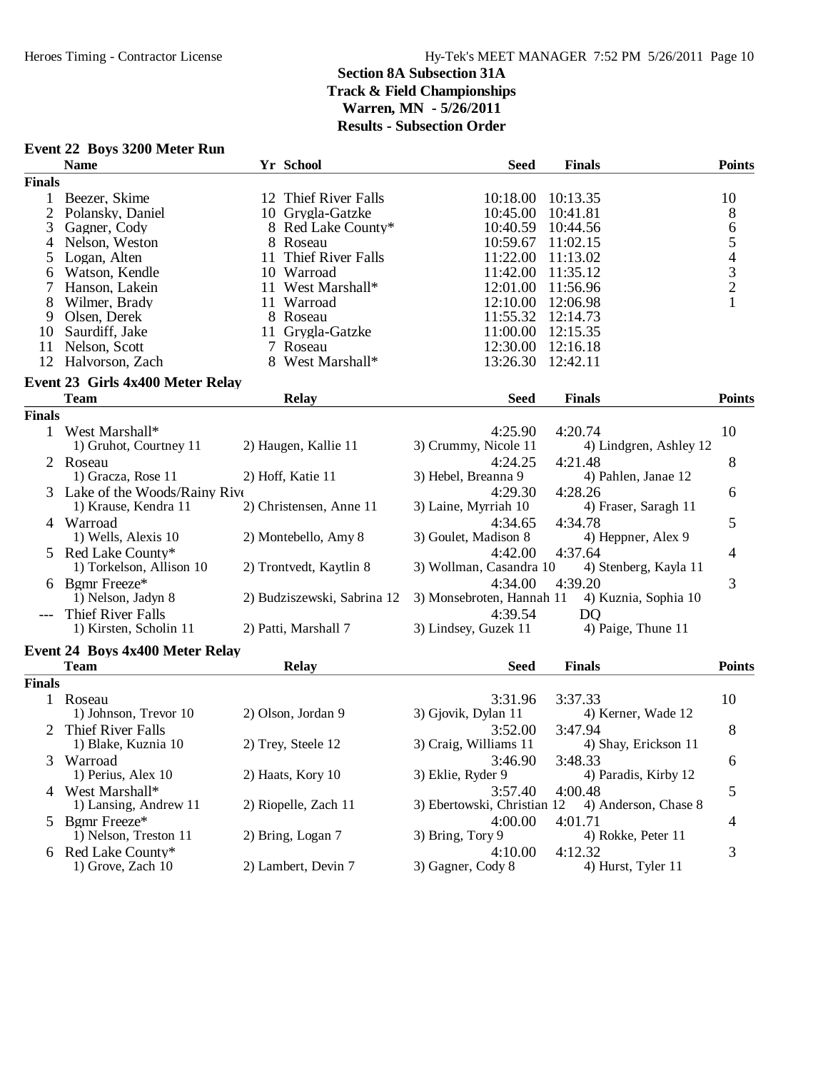**Section 8A Subsection 31A**
**Track & Field Championships**
**Warren, MN - 5/26/2011**
**Results - Subsection Order**

### Event 22 Boys 3200 Meter Run

| | Name | Yr | School | Seed | Finals | Points |
|---|---|---|---|---|---|---|
| **Finals** | | | | | | |
| 1 | Beezer, Skime | 12 | Thief River Falls | 10:18.00 | 10:13.35 | 10 |
| 2 | Polansky, Daniel | 10 | Grygla-Gatzke | 10:45.00 | 10:41.81 | 8 |
| 3 | Gagner, Cody | 8 | Red Lake County* | 10:40.59 | 10:44.56 | 6 |
| 4 | Nelson, Weston | 8 | Roseau | 10:59.67 | 11:02.15 | 5 |
| 5 | Logan, Alten | 11 | Thief River Falls | 11:22.00 | 11:13.02 | 4 |
| 6 | Watson, Kendle | 10 | Warroad | 11:42.00 | 11:35.12 | 3 |
| 7 | Hanson, Lakein | 11 | West Marshall* | 12:01.00 | 11:56.96 | 2 |
| 8 | Wilmer, Brady | 11 | Warroad | 12:10.00 | 12:06.98 | 1 |
| 9 | Olsen, Derek | 8 | Roseau | 11:55.32 | 12:14.73 | |
| 10 | Saurdiff, Jake | 11 | Grygla-Gatzke | 11:00.00 | 12:15.35 | |
| 11 | Nelson, Scott | 7 | Roseau | 12:30.00 | 12:16.18 | |
| 12 | Halvorson, Zach | 8 | West Marshall* | 13:26.30 | 12:42.11 | |

### Event 23 Girls 4x400 Meter Relay

| | Team | Relay | | Seed | Finals | Points |
|---|---|---|---|---|---|---|
| **Finals** | | | | | | |
| 1 | West Marshall* | | | 4:25.90 | 4:20.74 | 10 |
| | 1) Gruhot, Courtney 11 | 2) Haugen, Kallie 11 | 3) Crummy, Nicole 11 | 4) Lindgren, Ashley 12 | | |
| 2 | Roseau | | | 4:24.25 | 4:21.48 | 8 |
| | 1) Gracza, Rose 11 | 2) Hoff, Katie 11 | 3) Hebel, Breanna 9 | 4) Pahlen, Janae 12 | | |
| 3 | Lake of the Woods/Rainy Rive | | | 4:29.30 | 4:28.26 | 6 |
| | 1) Krause, Kendra 11 | 2) Christensen, Anne 11 | 3) Laine, Myrriah 10 | 4) Fraser, Saragh 11 | | |
| 4 | Warroad | | | 4:34.65 | 4:34.78 | 5 |
| | 1) Wells, Alexis 10 | 2) Montebello, Amy 8 | 3) Goulet, Madison 8 | 4) Heppner, Alex 9 | | |
| 5 | Red Lake County* | | | 4:42.00 | 4:37.64 | 4 |
| | 1) Torkelson, Allison 10 | 2) Trontvedt, Kaytlin 8 | 3) Wollman, Casandra 10 | 4) Stenberg, Kayla 11 | | |
| 6 | Bgmr Freeze* | | | 4:34.00 | 4:39.20 | 3 |
| | 1) Nelson, Jadyn 8 | 2) Budziszewski, Sabrina 12 | 3) Monsebroten, Hannah 11 | 4) Kuznia, Sophia 10 | | |
| --- | Thief River Falls | | | 4:39.54 | DQ | |
| | 1) Kirsten, Scholin 11 | 2) Patti, Marshall 7 | 3) Lindsey, Guzek 11 | 4) Paige, Thune 11 | | |

### Event 24 Boys 4x400 Meter Relay

| | Team | Relay | | Seed | Finals | Points |
|---|---|---|---|---|---|---|
| **Finals** | | | | | | |
| 1 | Roseau | | | 3:31.96 | 3:37.33 | 10 |
| | 1) Johnson, Trevor 10 | 2) Olson, Jordan 9 | 3) Gjovik, Dylan 11 | 4) Kerner, Wade 12 | | |
| 2 | Thief River Falls | | | 3:52.00 | 3:47.94 | 8 |
| | 1) Blake, Kuznia 10 | 2) Trey, Steele 12 | 3) Craig, Williams 11 | 4) Shay, Erickson 11 | | |
| 3 | Warroad | | | 3:46.90 | 3:48.33 | 6 |
| | 1) Perius, Alex 10 | 2) Haats, Kory 10 | 3) Eklie, Ryder 9 | 4) Paradis, Kirby 12 | | |
| 4 | West Marshall* | | | 3:57.40 | 4:00.48 | 5 |
| | 1) Lansing, Andrew 11 | 2) Riopelle, Zach 11 | 3) Ebertowski, Christian 12 | 4) Anderson, Chase 8 | | |
| 5 | Bgmr Freeze* | | | 4:00.00 | 4:01.71 | 4 |
| | 1) Nelson, Treston 11 | 2) Bring, Logan 7 | 3) Bring, Tory 9 | 4) Rokke, Peter 11 | | |
| 6 | Red Lake County* | | | 4:10.00 | 4:12.32 | 3 |
| | 1) Grove, Zach 10 | 2) Lambert, Devin 7 | 3) Gagner, Cody 8 | 4) Hurst, Tyler 11 | | |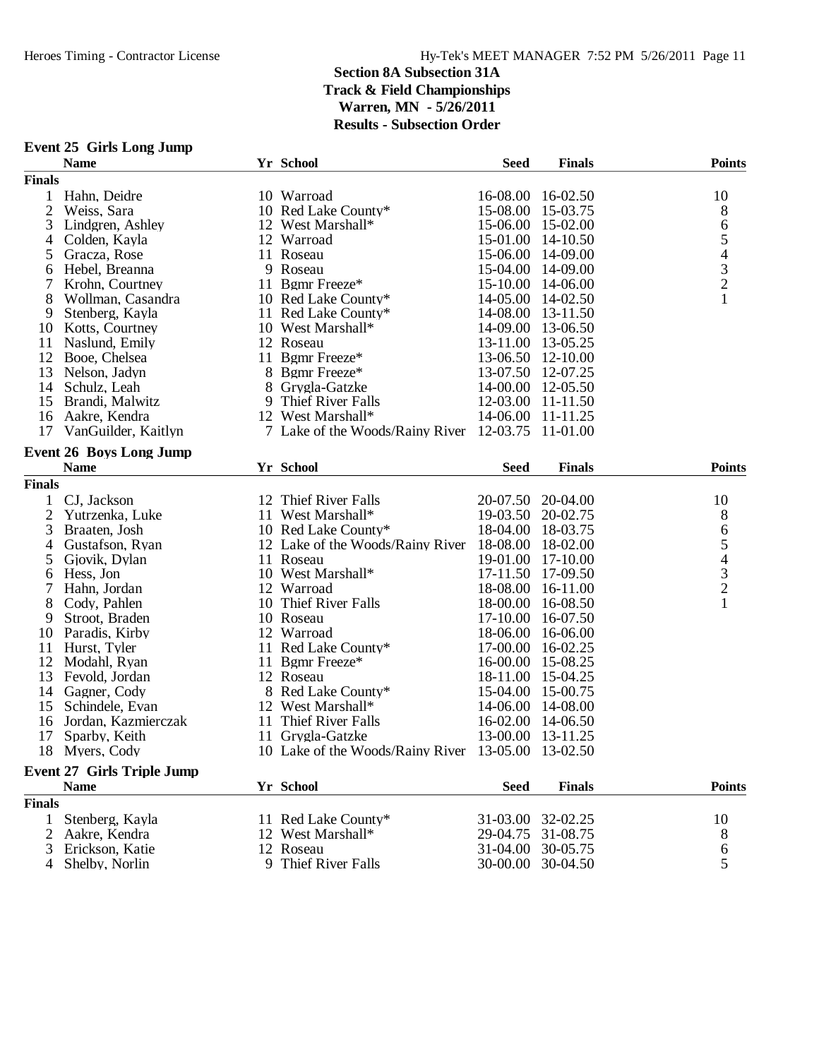## Section 8A Subsection 31A
## Track & Field Championships
## Warren, MN - 5/26/2011
## Results - Subsection Order

### Event 25 Girls Long Jump

| | Name | Yr | School | Seed | Finals | Points |
|---|---|---|---|---|---|---|
| **Finals** | | | | | | |
| 1 | Hahn, Deidre | 10 | Warroad | 16-08.00 | 16-02.50 | 10 |
| 2 | Weiss, Sara | 10 | Red Lake County* | 15-08.00 | 15-03.75 | 8 |
| 3 | Lindgren, Ashley | 12 | West Marshall* | 15-06.00 | 15-02.00 | 6 |
| 4 | Colden, Kayla | 12 | Warroad | 15-01.00 | 14-10.50 | 5 |
| 5 | Gracza, Rose | 11 | Roseau | 15-06.00 | 14-09.00 | 4 |
| 6 | Hebel, Breanna | 9 | Roseau | 15-04.00 | 14-09.00 | 3 |
| 7 | Krohn, Courtney | 11 | Bgmr Freeze* | 15-10.00 | 14-06.00 | 2 |
| 8 | Wollman, Casandra | 10 | Red Lake County* | 14-05.00 | 14-02.50 | 1 |
| 9 | Stenberg, Kayla | 11 | Red Lake County* | 14-08.00 | 13-11.50 | |
| 10 | Kotts, Courtney | 10 | West Marshall* | 14-09.00 | 13-06.50 | |
| 11 | Naslund, Emily | 12 | Roseau | 13-11.00 | 13-05.25 | |
| 12 | Booe, Chelsea | 11 | Bgmr Freeze* | 13-06.50 | 12-10.00 | |
| 13 | Nelson, Jadyn | 8 | Bgmr Freeze* | 13-07.50 | 12-07.25 | |
| 14 | Schulz, Leah | 8 | Grygla-Gatzke | 14-00.00 | 12-05.50 | |
| 15 | Brandi, Malwitz | 9 | Thief River Falls | 12-03.00 | 11-11.50 | |
| 16 | Aakre, Kendra | 12 | West Marshall* | 14-06.00 | 11-11.25 | |
| 17 | VanGuilder, Kaitlyn | 7 | Lake of the Woods/Rainy River | 12-03.75 | 11-01.00 | |

### Event 26 Boys Long Jump

| | Name | Yr | School | Seed | Finals | Points |
|---|---|---|---|---|---|---|
| **Finals** | | | | | | |
| 1 | CJ, Jackson | 12 | Thief River Falls | 20-07.50 | 20-04.00 | 10 |
| 2 | Yutrzenka, Luke | 11 | West Marshall* | 19-03.50 | 20-02.75 | 8 |
| 3 | Braaten, Josh | 10 | Red Lake County* | 18-04.00 | 18-03.75 | 6 |
| 4 | Gustafson, Ryan | 12 | Lake of the Woods/Rainy River | 18-08.00 | 18-02.00 | 5 |
| 5 | Gjovik, Dylan | 11 | Roseau | 19-01.00 | 17-10.00 | 4 |
| 6 | Hess, Jon | 10 | West Marshall* | 17-11.50 | 17-09.50 | 3 |
| 7 | Hahn, Jordan | 12 | Warroad | 18-08.00 | 16-11.00 | 2 |
| 8 | Cody, Pahlen | 10 | Thief River Falls | 18-00.00 | 16-08.50 | 1 |
| 9 | Stroot, Braden | 10 | Roseau | 17-10.00 | 16-07.50 | |
| 10 | Paradis, Kirby | 12 | Warroad | 18-06.00 | 16-06.00 | |
| 11 | Hurst, Tyler | 11 | Red Lake County* | 17-00.00 | 16-02.25 | |
| 12 | Modahl, Ryan | 11 | Bgmr Freeze* | 16-00.00 | 15-08.25 | |
| 13 | Fevold, Jordan | 12 | Roseau | 18-11.00 | 15-04.25 | |
| 14 | Gagner, Cody | 8 | Red Lake County* | 15-04.00 | 15-00.75 | |
| 15 | Schindele, Evan | 12 | West Marshall* | 14-06.00 | 14-08.00 | |
| 16 | Jordan, Kazmierczak | 11 | Thief River Falls | 16-02.00 | 14-06.50 | |
| 17 | Sparby, Keith | 11 | Grygla-Gatzke | 13-00.00 | 13-11.25 | |
| 18 | Myers, Cody | 10 | Lake of the Woods/Rainy River | 13-05.00 | 13-02.50 | |

### Event 27 Girls Triple Jump

| | Name | Yr | School | Seed | Finals | Points |
|---|---|---|---|---|---|---|
| **Finals** | | | | | | |
| 1 | Stenberg, Kayla | 11 | Red Lake County* | 31-03.00 | 32-02.25 | 10 |
| 2 | Aakre, Kendra | 12 | West Marshall* | 29-04.75 | 31-08.75 | 8 |
| 3 | Erickson, Katie | 12 | Roseau | 31-04.00 | 30-05.75 | 6 |
| 4 | Shelby, Norlin | 9 | Thief River Falls | 30-00.00 | 30-04.50 | 5 |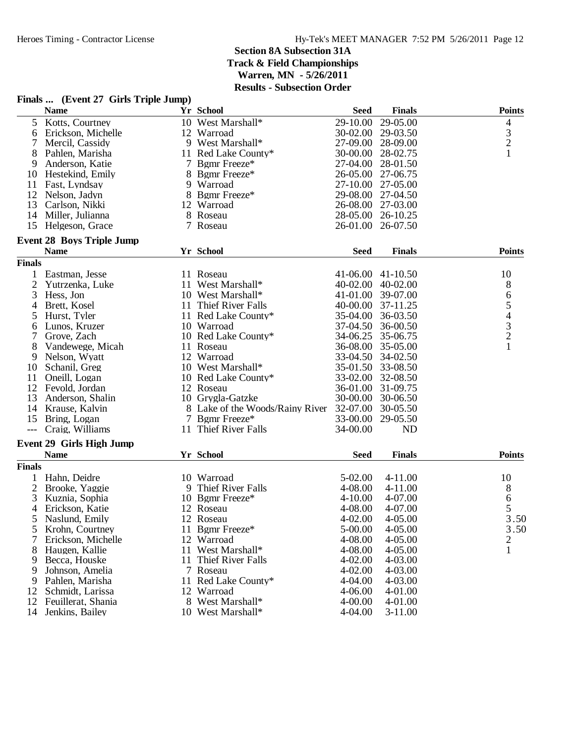## Section 8A Subsection 31A
## Track & Field Championships
## Warren, MN - 5/26/2011
## Results - Subsection Order

### Finals ... (Event 27 Girls Triple Jump)

| | Name | Yr | School | Seed | Finals | Points |
|---|---|---|---|---|---|---|
| 5 | Kotts, Courtney | 10 | West Marshall* | 29-10.00 | 29-05.00 | 4 |
| 6 | Erickson, Michelle | 12 | Warroad | 30-02.00 | 29-03.50 | 3 |
| 7 | Mercil, Cassidy | 9 | West Marshall* | 27-09.00 | 28-09.00 | 2 |
| 8 | Pahlen, Marisha | 11 | Red Lake County* | 30-00.00 | 28-02.75 | 1 |
| 9 | Anderson, Katie | 7 | Bgmr Freeze* | 27-04.00 | 28-01.50 | |
| 10 | Hestekind, Emily | 8 | Bgmr Freeze* | 26-05.00 | 27-06.75 | |
| 11 | Fast, Lyndsay | 9 | Warroad | 27-10.00 | 27-05.00 | |
| 12 | Nelson, Jadyn | 8 | Bgmr Freeze* | 29-08.00 | 27-04.50 | |
| 13 | Carlson, Nikki | 12 | Warroad | 26-08.00 | 27-03.00 | |
| 14 | Miller, Julianna | 8 | Roseau | 28-05.00 | 26-10.25 | |
| 15 | Helgeson, Grace | 7 | Roseau | 26-01.00 | 26-07.50 | |

### Event 28 Boys Triple Jump

| | Name | Yr | School | Seed | Finals | Points |
|---|---|---|---|---|---|---|
| **Finals** | | | | | | |
| 1 | Eastman, Jesse | 11 | Roseau | 41-06.00 | 41-10.50 | 10 |
| 2 | Yutrzenka, Luke | 11 | West Marshall* | 40-02.00 | 40-02.00 | 8 |
| 3 | Hess, Jon | 10 | West Marshall* | 41-01.00 | 39-07.00 | 6 |
| 4 | Brett, Kosel | 11 | Thief River Falls | 40-00.00 | 37-11.25 | 5 |
| 5 | Hurst, Tyler | 11 | Red Lake County* | 35-04.00 | 36-03.50 | 4 |
| 6 | Lunos, Kruzer | 10 | Warroad | 37-04.50 | 36-00.50 | 3 |
| 7 | Grove, Zach | 10 | Red Lake County* | 34-06.25 | 35-06.75 | 2 |
| 8 | Vandewege, Micah | 11 | Roseau | 36-08.00 | 35-05.00 | 1 |
| 9 | Nelson, Wyatt | 12 | Warroad | 33-04.50 | 34-02.50 | |
| 10 | Schanil, Greg | 10 | West Marshall* | 35-01.50 | 33-08.50 | |
| 11 | Oneill, Logan | 10 | Red Lake County* | 33-02.00 | 32-08.50 | |
| 12 | Fevold, Jordan | 12 | Roseau | 36-01.00 | 31-09.75 | |
| 13 | Anderson, Shalin | 10 | Grygla-Gatzke | 30-00.00 | 30-06.50 | |
| 14 | Krause, Kalvin | 8 | Lake of the Woods/Rainy River | 32-07.00 | 30-05.50 | |
| 15 | Bring, Logan | 7 | Bgmr Freeze* | 33-00.00 | 29-05.50 | |
| --- | Craig, Williams | 11 | Thief River Falls | 34-00.00 | ND | |

### Event 29 Girls High Jump

| | Name | Yr | School | Seed | Finals | Points |
|---|---|---|---|---|---|---|
| **Finals** | | | | | | |
| 1 | Hahn, Deidre | 10 | Warroad | 5-02.00 | 4-11.00 | 10 |
| 2 | Brooke, Yaggie | 9 | Thief River Falls | 4-08.00 | 4-11.00 | 8 |
| 3 | Kuznia, Sophia | 10 | Bgmr Freeze* | 4-10.00 | 4-07.00 | 6 |
| 4 | Erickson, Katie | 12 | Roseau | 4-08.00 | 4-07.00 | 5 |
| 5 | Naslund, Emily | 12 | Roseau | 4-02.00 | 4-05.00 | 3.50 |
| 5 | Krohn, Courtney | 11 | Bgmr Freeze* | 5-00.00 | 4-05.00 | 3.50 |
| 7 | Erickson, Michelle | 12 | Warroad | 4-08.00 | 4-05.00 | 2 |
| 8 | Haugen, Kallie | 11 | West Marshall* | 4-08.00 | 4-05.00 | 1 |
| 9 | Becca, Houske | 11 | Thief River Falls | 4-02.00 | 4-03.00 | |
| 9 | Johnson, Amelia | 7 | Roseau | 4-02.00 | 4-03.00 | |
| 9 | Pahlen, Marisha | 11 | Red Lake County* | 4-04.00 | 4-03.00 | |
| 12 | Schmidt, Larissa | 12 | Warroad | 4-06.00 | 4-01.00 | |
| 12 | Feuillerat, Shania | 8 | West Marshall* | 4-00.00 | 4-01.00 | |
| 14 | Jenkins, Bailey | 10 | West Marshall* | 4-04.00 | 3-11.00 | |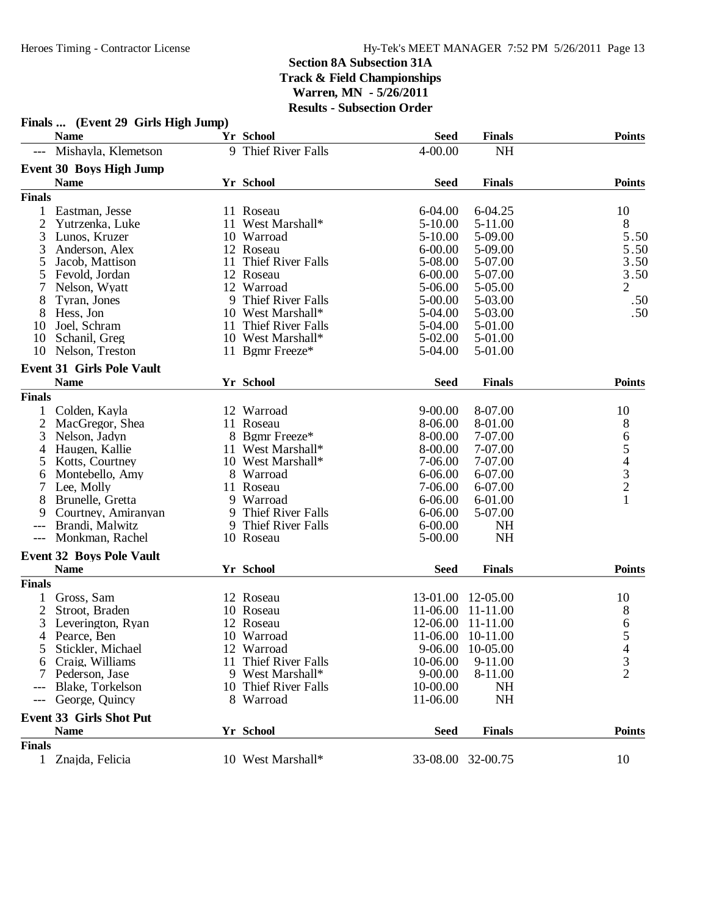**Section 8A Subsection 31A**
**Track & Field Championships**
**Warren, MN - 5/26/2011**
**Results - Subsection Order**

### Finals ... (Event 29 Girls High Jump)

| | Name | Yr | School | Seed | Finals | Points |
|---|---|---|---|---|---|---|
| --- | Mishayla, Klemetson | 9 | Thief River Falls | 4-00.00 | NH | |

### Event 30 Boys High Jump

| | Name | Yr | School | Seed | Finals | Points |
|---|---|---|---|---|---|---|
| **Finals** | | | | | | |
| 1 | Eastman, Jesse | 11 | Roseau | 6-04.00 | 6-04.25 | 10 |
| 2 | Yutrzenka, Luke | 11 | West Marshall* | 5-10.00 | 5-11.00 | 8 |
| 3 | Lunos, Kruzer | 10 | Warroad | 5-10.00 | 5-09.00 | 5.50 |
| 3 | Anderson, Alex | 12 | Roseau | 6-00.00 | 5-09.00 | 5.50 |
| 5 | Jacob, Mattison | 11 | Thief River Falls | 5-08.00 | 5-07.00 | 3.50 |
| 5 | Fevold, Jordan | 12 | Roseau | 6-00.00 | 5-07.00 | 3.50 |
| 7 | Nelson, Wyatt | 12 | Warroad | 5-06.00 | 5-05.00 | 2 |
| 8 | Tyran, Jones | 9 | Thief River Falls | 5-00.00 | 5-03.00 | .50 |
| 8 | Hess, Jon | 10 | West Marshall* | 5-04.00 | 5-03.00 | .50 |
| 10 | Joel, Schram | 11 | Thief River Falls | 5-04.00 | 5-01.00 | |
| 10 | Schanil, Greg | 10 | West Marshall* | 5-02.00 | 5-01.00 | |
| 10 | Nelson, Treston | 11 | Bgmr Freeze* | 5-04.00 | 5-01.00 | |

### Event 31 Girls Pole Vault

| | Name | Yr | School | Seed | Finals | Points |
|---|---|---|---|---|---|---|
| **Finals** | | | | | | |
| 1 | Colden, Kayla | 12 | Warroad | 9-00.00 | 8-07.00 | 10 |
| 2 | MacGregor, Shea | 11 | Roseau | 8-06.00 | 8-01.00 | 8 |
| 3 | Nelson, Jadyn | 8 | Bgmr Freeze* | 8-00.00 | 7-07.00 | 6 |
| 4 | Haugen, Kallie | 11 | West Marshall* | 8-00.00 | 7-07.00 | 5 |
| 5 | Kotts, Courtney | 10 | West Marshall* | 7-06.00 | 7-07.00 | 4 |
| 6 | Montebello, Amy | 8 | Warroad | 6-06.00 | 6-07.00 | 3 |
| 7 | Lee, Molly | 11 | Roseau | 7-06.00 | 6-07.00 | 2 |
| 8 | Brunelle, Gretta | 9 | Warroad | 6-06.00 | 6-01.00 | 1 |
| 9 | Courtney, Amiranyan | 9 | Thief River Falls | 6-06.00 | 5-07.00 | |
| --- | Brandi, Malwitz | 9 | Thief River Falls | 6-00.00 | NH | |
| --- | Monkman, Rachel | 10 | Roseau | 5-00.00 | NH | |

### Event 32 Boys Pole Vault

| | Name | Yr | School | Seed | Finals | Points |
|---|---|---|---|---|---|---|
| **Finals** | | | | | | |
| 1 | Gross, Sam | 12 | Roseau | 13-01.00 | 12-05.00 | 10 |
| 2 | Stroot, Braden | 10 | Roseau | 11-06.00 | 11-11.00 | 8 |
| 3 | Leverington, Ryan | 12 | Roseau | 12-06.00 | 11-11.00 | 6 |
| 4 | Pearce, Ben | 10 | Warroad | 11-06.00 | 10-11.00 | 5 |
| 5 | Stickler, Michael | 12 | Warroad | 9-06.00 | 10-05.00 | 4 |
| 6 | Craig, Williams | 11 | Thief River Falls | 10-06.00 | 9-11.00 | 3 |
| 7 | Pederson, Jase | 9 | West Marshall* | 9-00.00 | 8-11.00 | 2 |
| --- | Blake, Torkelson | 10 | Thief River Falls | 10-00.00 | NH | |
| --- | George, Quincy | 8 | Warroad | 11-06.00 | NH | |

### Event 33 Girls Shot Put

| | Name | Yr | School | Seed | Finals | Points |
|---|---|---|---|---|---|---|
| **Finals** | | | | | | |
| 1 | Znajda, Felicia | 10 | West Marshall* | 33-08.00 | 32-00.75 | 10 |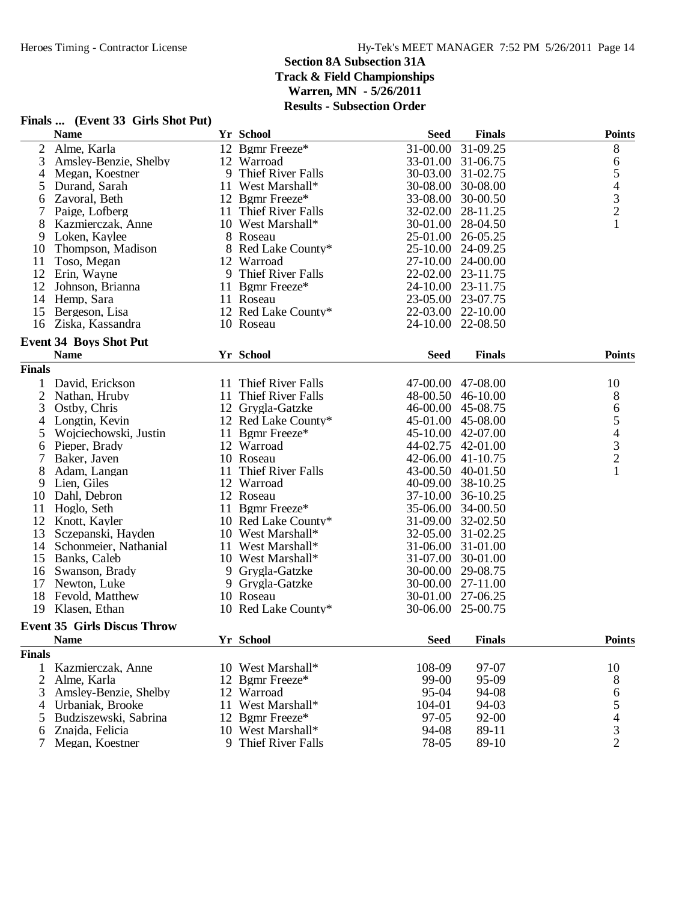## Section 8A Subsection 31A
## Track & Field Championships
## Warren, MN - 5/26/2011
## Results - Subsection Order

### Finals ... (Event 33 Girls Shot Put)

| | Name | Yr | School | Seed | Finals | Points |
|---|---|---|---|---|---|---|
| 2 | Alme, Karla | 12 | Bgmr Freeze* | 31-00.00 | 31-09.25 | 8 |
| 3 | Amsley-Benzie, Shelby | 12 | Warroad | 33-01.00 | 31-06.75 | 6 |
| 4 | Megan, Koestner | 9 | Thief River Falls | 30-03.00 | 31-02.75 | 5 |
| 5 | Durand, Sarah | 11 | West Marshall* | 30-08.00 | 30-08.00 | 4 |
| 6 | Zavoral, Beth | 12 | Bgmr Freeze* | 33-08.00 | 30-00.50 | 3 |
| 7 | Paige, Lofberg | 11 | Thief River Falls | 32-02.00 | 28-11.25 | 2 |
| 8 | Kazmierczak, Anne | 10 | West Marshall* | 30-01.00 | 28-04.50 | 1 |
| 9 | Loken, Kaylee | 8 | Roseau | 25-01.00 | 26-05.25 | |
| 10 | Thompson, Madison | 8 | Red Lake County* | 25-10.00 | 24-09.25 | |
| 11 | Toso, Megan | 12 | Warroad | 27-10.00 | 24-00.00 | |
| 12 | Erin, Wayne | 9 | Thief River Falls | 22-02.00 | 23-11.75 | |
| 12 | Johnson, Brianna | 11 | Bgmr Freeze* | 24-10.00 | 23-11.75 | |
| 14 | Hemp, Sara | 11 | Roseau | 23-05.00 | 23-07.75 | |
| 15 | Bergeson, Lisa | 12 | Red Lake County* | 22-03.00 | 22-10.00 | |
| 16 | Ziska, Kassandra | 10 | Roseau | 24-10.00 | 22-08.50 | |

### Event 34 Boys Shot Put

**Finals**

| | Name | Yr | School | Seed | Finals | Points |
|---|---|---|---|---|---|---|
| 1 | David, Erickson | 11 | Thief River Falls | 47-00.00 | 47-08.00 | 10 |
| 2 | Nathan, Hruby | 11 | Thief River Falls | 48-00.50 | 46-10.00 | 8 |
| 3 | Ostby, Chris | 12 | Grygla-Gatzke | 46-00.00 | 45-08.75 | 6 |
| 4 | Longtin, Kevin | 12 | Red Lake County* | 45-01.00 | 45-08.00 | 5 |
| 5 | Wojciechowski, Justin | 11 | Bgmr Freeze* | 45-10.00 | 42-07.00 | 4 |
| 6 | Pieper, Brady | 12 | Warroad | 44-02.75 | 42-01.00 | 3 |
| 7 | Baker, Javen | 10 | Roseau | 42-06.00 | 41-10.75 | 2 |
| 8 | Adam, Langan | 11 | Thief River Falls | 43-00.50 | 40-01.50 | 1 |
| 9 | Lien, Giles | 12 | Warroad | 40-09.00 | 38-10.25 | |
| 10 | Dahl, Debron | 12 | Roseau | 37-10.00 | 36-10.25 | |
| 11 | Hoglo, Seth | 11 | Bgmr Freeze* | 35-06.00 | 34-00.50 | |
| 12 | Knott, Kayler | 10 | Red Lake County* | 31-09.00 | 32-02.50 | |
| 13 | Sczepanski, Hayden | 10 | West Marshall* | 32-05.00 | 31-02.25 | |
| 14 | Schonmeier, Nathanial | 11 | West Marshall* | 31-06.00 | 31-01.00 | |
| 15 | Banks, Caleb | 10 | West Marshall* | 31-07.00 | 30-01.00 | |
| 16 | Swanson, Brady | 9 | Grygla-Gatzke | 30-00.00 | 29-08.75 | |
| 17 | Newton, Luke | 9 | Grygla-Gatzke | 30-00.00 | 27-11.00 | |
| 18 | Fevold, Matthew | 10 | Roseau | 30-01.00 | 27-06.25 | |
| 19 | Klasen, Ethan | 10 | Red Lake County* | 30-06.00 | 25-00.75 | |

### Event 35 Girls Discus Throw

**Finals**

| | Name | Yr | School | Seed | Finals | Points |
|---|---|---|---|---|---|---|
| 1 | Kazmierczak, Anne | 10 | West Marshall* | 108-09 | 97-07 | 10 |
| 2 | Alme, Karla | 12 | Bgmr Freeze* | 99-00 | 95-09 | 8 |
| 3 | Amsley-Benzie, Shelby | 12 | Warroad | 95-04 | 94-08 | 6 |
| 4 | Urbaniak, Brooke | 11 | West Marshall* | 104-01 | 94-03 | 5 |
| 5 | Budziszewski, Sabrina | 12 | Bgmr Freeze* | 97-05 | 92-00 | 4 |
| 6 | Znajda, Felicia | 10 | West Marshall* | 94-08 | 89-11 | 3 |
| 7 | Megan, Koestner | 9 | Thief River Falls | 78-05 | 89-10 | 2 |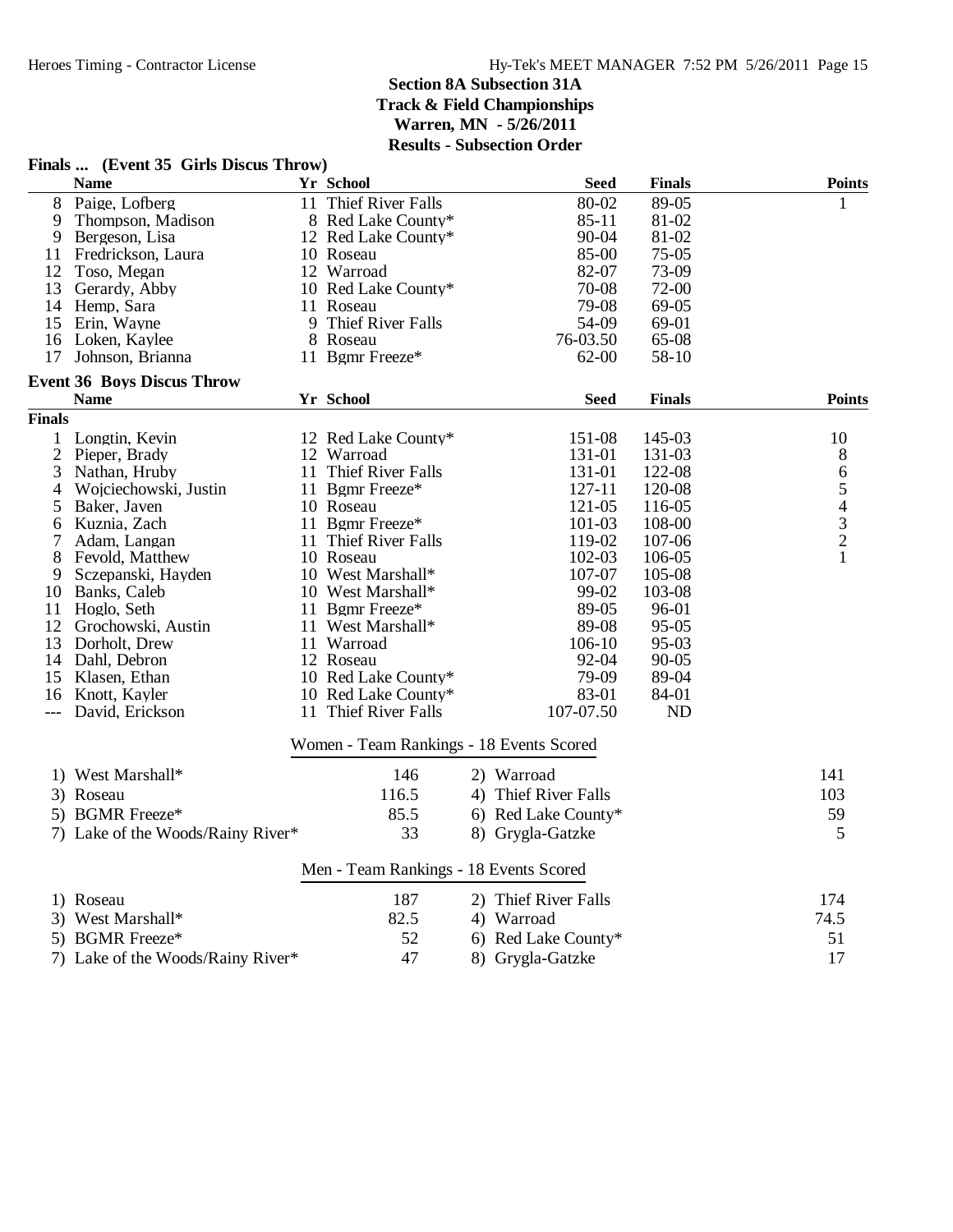## Section 8A Subsection 31A
## Track & Field Championships
## Warren, MN - 5/26/2011
## Results - Subsection Order

### Finals ... (Event 35 Girls Discus Throw)

| | Name | Yr | School | Seed | Finals | Points |
|---|---|---|---|---|---|---|
| 8 | Paige, Lofberg | 11 | Thief River Falls | 80-02 | 89-05 | 1 |
| 9 | Thompson, Madison | 8 | Red Lake County* | 85-11 | 81-02 | |
| 9 | Bergeson, Lisa | 12 | Red Lake County* | 90-04 | 81-02 | |
| 11 | Fredrickson, Laura | 10 | Roseau | 85-00 | 75-05 | |
| 12 | Toso, Megan | 12 | Warroad | 82-07 | 73-09 | |
| 13 | Gerardy, Abby | 10 | Red Lake County* | 70-08 | 72-00 | |
| 14 | Hemp, Sara | 11 | Roseau | 79-08 | 69-05 | |
| 15 | Erin, Wayne | 9 | Thief River Falls | 54-09 | 69-01 | |
| 16 | Loken, Kaylee | 8 | Roseau | 76-03.50 | 65-08 | |
| 17 | Johnson, Brianna | 11 | Bgmr Freeze* | 62-00 | 58-10 | |

### Event 36 Boys Discus Throw

| | Name | Yr | School | Seed | Finals | Points |
|---|---|---|---|---|---|---|
| **Finals** | | | | | | |
| 1 | Longtin, Kevin | 12 | Red Lake County* | 151-08 | 145-03 | 10 |
| 2 | Pieper, Brady | 12 | Warroad | 131-01 | 131-03 | 8 |
| 3 | Nathan, Hruby | 11 | Thief River Falls | 131-01 | 122-08 | 6 |
| 4 | Wojciechowski, Justin | 11 | Bgmr Freeze* | 127-11 | 120-08 | 5 |
| 5 | Baker, Javen | 10 | Roseau | 121-05 | 116-05 | 4 |
| 6 | Kuznia, Zach | 11 | Bgmr Freeze* | 101-03 | 108-00 | 3 |
| 7 | Adam, Langan | 11 | Thief River Falls | 119-02 | 107-06 | 2 |
| 8 | Fevold, Matthew | 10 | Roseau | 102-03 | 106-05 | 1 |
| 9 | Sczepanski, Hayden | 10 | West Marshall* | 107-07 | 105-08 | |
| 10 | Banks, Caleb | 10 | West Marshall* | 99-02 | 103-08 | |
| 11 | Hoglo, Seth | 11 | Bgmr Freeze* | 89-05 | 96-01 | |
| 12 | Grochowski, Austin | 11 | West Marshall* | 89-08 | 95-05 | |
| 13 | Dorholt, Drew | 11 | Warroad | 106-10 | 95-03 | |
| 14 | Dahl, Debron | 12 | Roseau | 92-04 | 90-05 | |
| 15 | Klasen, Ethan | 10 | Red Lake County* | 79-09 | 89-04 | |
| 16 | Knott, Kayler | 10 | Red Lake County* | 83-01 | 84-01 | |
| --- | David, Erickson | 11 | Thief River Falls | 107-07.50 | ND | |

### Women - Team Rankings - 18 Events Scored

| | | | |
|---|---|---|---|
| 1) West Marshall* | 146 | 2) Warroad | 141 |
| 3) Roseau | 116.5 | 4) Thief River Falls | 103 |
| 5) BGMR Freeze* | 85.5 | 6) Red Lake County* | 59 |
| 7) Lake of the Woods/Rainy River* | 33 | 8) Grygla-Gatzke | 5 |

### Men - Team Rankings - 18 Events Scored

| | | | |
|---|---|---|---|
| 1) Roseau | 187 | 2) Thief River Falls | 174 |
| 3) West Marshall* | 82.5 | 4) Warroad | 74.5 |
| 5) BGMR Freeze* | 52 | 6) Red Lake County* | 51 |
| 7) Lake of the Woods/Rainy River* | 47 | 8) Grygla-Gatzke | 17 |